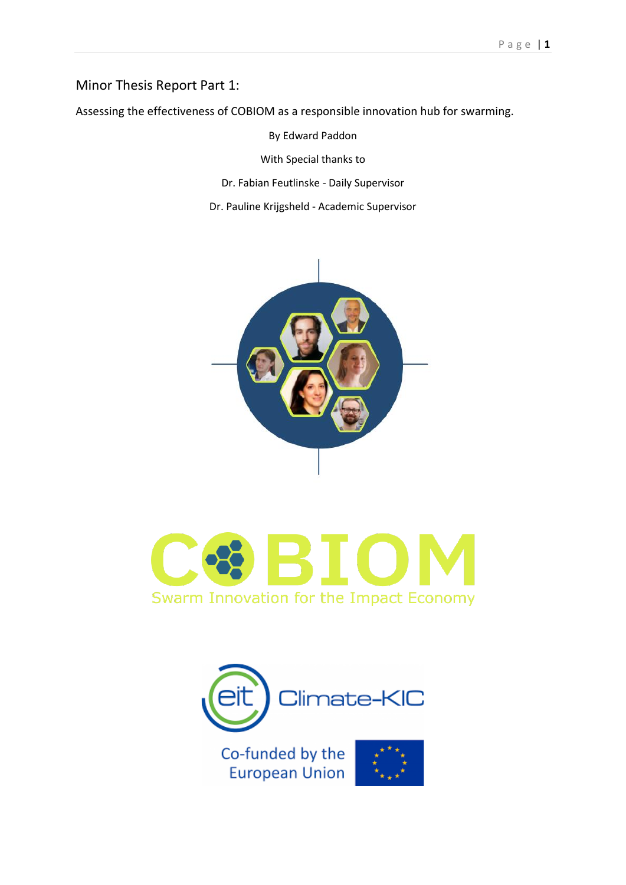# Minor Thesis Report Part 1:

Assessing the effectiveness of COBIOM as a responsible innovation hub for swarming.

By Edward Paddon

With Special thanks to

Dr. Fabian Feutlinske - Daily Supervisor

Dr. Pauline Krijgsheld - Academic Supervisor

COBIOM

Swarm Innovation for the Impact Economy

eit Climate-KIC

Co-funded by the European Union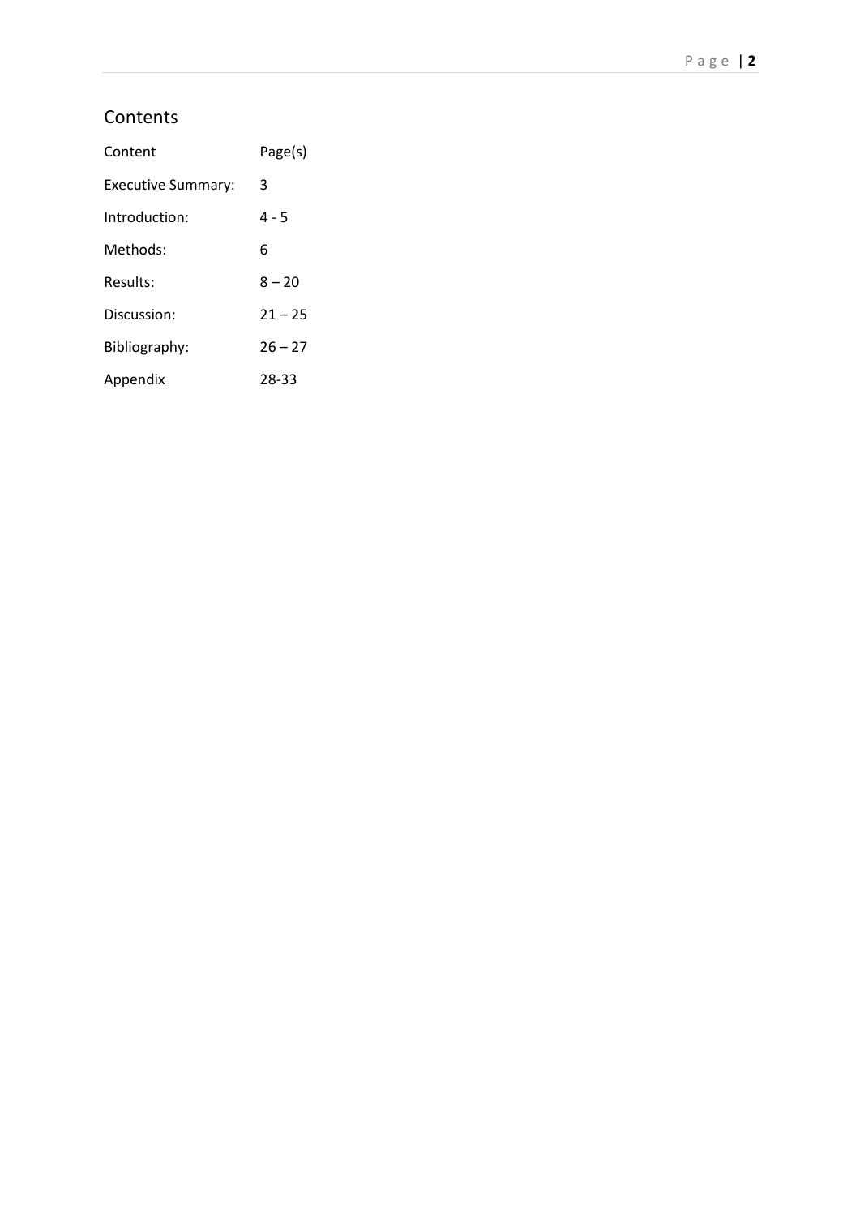## Contents

| Content | Page(s) |
|---|---|
| Executive Summary: | 3 |
| Introduction: | 4 - 5 |
| Methods: | 6 |
| Results: | 8 – 20 |
| Discussion: | 21 – 25 |
| Bibliography: | 26 – 27 |
| Appendix | 28-33 |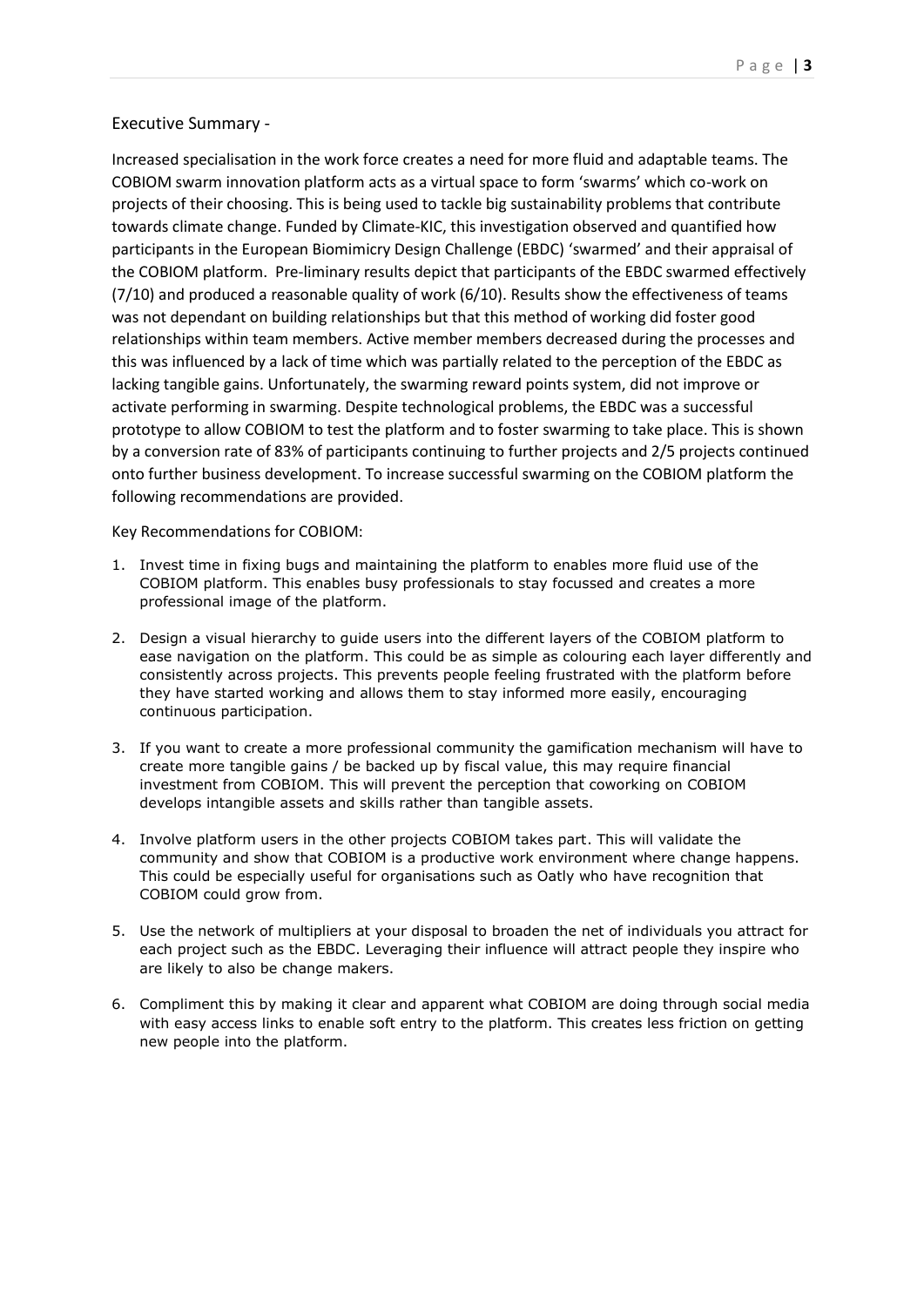## Executive Summary -

Increased specialisation in the work force creates a need for more fluid and adaptable teams. The COBIOM swarm innovation platform acts as a virtual space to form 'swarms' which co-work on projects of their choosing. This is being used to tackle big sustainability problems that contribute towards climate change. Funded by Climate-KIC, this investigation observed and quantified how participants in the European Biomimicry Design Challenge (EBDC) 'swarmed' and their appraisal of the COBIOM platform. Pre-liminary results depict that participants of the EBDC swarmed effectively (7/10) and produced a reasonable quality of work (6/10). Results show the effectiveness of teams was not dependant on building relationships but that this method of working did foster good relationships within team members. Active member members decreased during the processes and this was influenced by a lack of time which was partially related to the perception of the EBDC as lacking tangible gains. Unfortunately, the swarming reward points system, did not improve or activate performing in swarming. Despite technological problems, the EBDC was a successful prototype to allow COBIOM to test the platform and to foster swarming to take place. This is shown by a conversion rate of 83% of participants continuing to further projects and 2/5 projects continued onto further business development. To increase successful swarming on the COBIOM platform the following recommendations are provided.

Key Recommendations for COBIOM:

1. Invest time in fixing bugs and maintaining the platform to enables more fluid use of the COBIOM platform. This enables busy professionals to stay focussed and creates a more professional image of the platform.
2. Design a visual hierarchy to guide users into the different layers of the COBIOM platform to ease navigation on the platform. This could be as simple as colouring each layer differently and consistently across projects. This prevents people feeling frustrated with the platform before they have started working and allows them to stay informed more easily, encouraging continuous participation.
3. If you want to create a more professional community the gamification mechanism will have to create more tangible gains / be backed up by fiscal value, this may require financial investment from COBIOM. This will prevent the perception that coworking on COBIOM develops intangible assets and skills rather than tangible assets.
4. Involve platform users in the other projects COBIOM takes part. This will validate the community and show that COBIOM is a productive work environment where change happens. This could be especially useful for organisations such as Oatly who have recognition that COBIOM could grow from.
5. Use the network of multipliers at your disposal to broaden the net of individuals you attract for each project such as the EBDC. Leveraging their influence will attract people they inspire who are likely to also be change makers.
6. Compliment this by making it clear and apparent what COBIOM are doing through social media with easy access links to enable soft entry to the platform. This creates less friction on getting new people into the platform.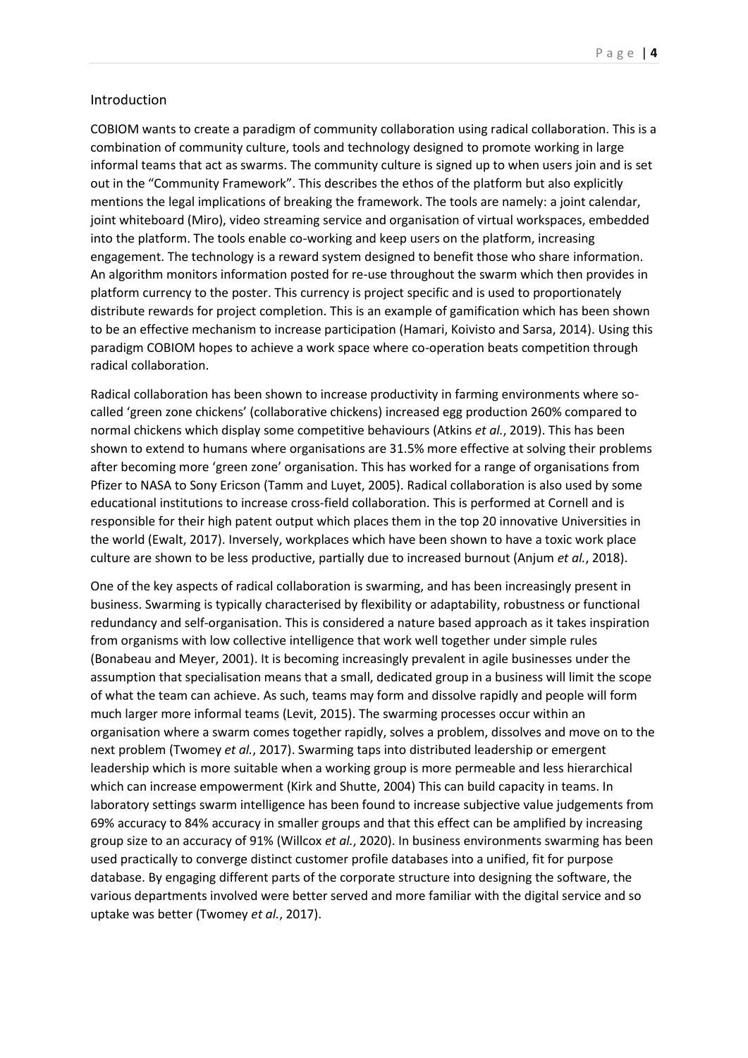## Introduction

COBIOM wants to create a paradigm of community collaboration using radical collaboration. This is a combination of community culture, tools and technology designed to promote working in large informal teams that act as swarms. The community culture is signed up to when users join and is set out in the "Community Framework". This describes the ethos of the platform but also explicitly mentions the legal implications of breaking the framework. The tools are namely: a joint calendar, joint whiteboard (Miro), video streaming service and organisation of virtual workspaces, embedded into the platform. The tools enable co-working and keep users on the platform, increasing engagement. The technology is a reward system designed to benefit those who share information. An algorithm monitors information posted for re-use throughout the swarm which then provides in platform currency to the poster. This currency is project specific and is used to proportionately distribute rewards for project completion. This is an example of gamification which has been shown to be an effective mechanism to increase participation (Hamari, Koivisto and Sarsa, 2014). Using this paradigm COBIOM hopes to achieve a work space where co-operation beats competition through radical collaboration.

Radical collaboration has been shown to increase productivity in farming environments where so-called 'green zone chickens' (collaborative chickens) increased egg production 260% compared to normal chickens which display some competitive behaviours (Atkins *et al.*, 2019). This has been shown to extend to humans where organisations are 31.5% more effective at solving their problems after becoming more 'green zone' organisation. This has worked for a range of organisations from Pfizer to NASA to Sony Ericson (Tamm and Luyet, 2005). Radical collaboration is also used by some educational institutions to increase cross-field collaboration. This is performed at Cornell and is responsible for their high patent output which places them in the top 20 innovative Universities in the world (Ewalt, 2017). Inversely, workplaces which have been shown to have a toxic work place culture are shown to be less productive, partially due to increased burnout (Anjum *et al.*, 2018).

One of the key aspects of radical collaboration is swarming, and has been increasingly present in business. Swarming is typically characterised by flexibility or adaptability, robustness or functional redundancy and self-organisation. This is considered a nature based approach as it takes inspiration from organisms with low collective intelligence that work well together under simple rules (Bonabeau and Meyer, 2001). It is becoming increasingly prevalent in agile businesses under the assumption that specialisation means that a small, dedicated group in a business will limit the scope of what the team can achieve. As such, teams may form and dissolve rapidly and people will form much larger more informal teams (Levit, 2015). The swarming processes occur within an organisation where a swarm comes together rapidly, solves a problem, dissolves and move on to the next problem (Twomey *et al.*, 2017). Swarming taps into distributed leadership or emergent leadership which is more suitable when a working group is more permeable and less hierarchical which can increase empowerment (Kirk and Shutte, 2004) This can build capacity in teams. In laboratory settings swarm intelligence has been found to increase subjective value judgements from 69% accuracy to 84% accuracy in smaller groups and that this effect can be amplified by increasing group size to an accuracy of 91% (Willcox *et al.*, 2020). In business environments swarming has been used practically to converge distinct customer profile databases into a unified, fit for purpose database. By engaging different parts of the corporate structure into designing the software, the various departments involved were better served and more familiar with the digital service and so uptake was better (Twomey *et al.*, 2017).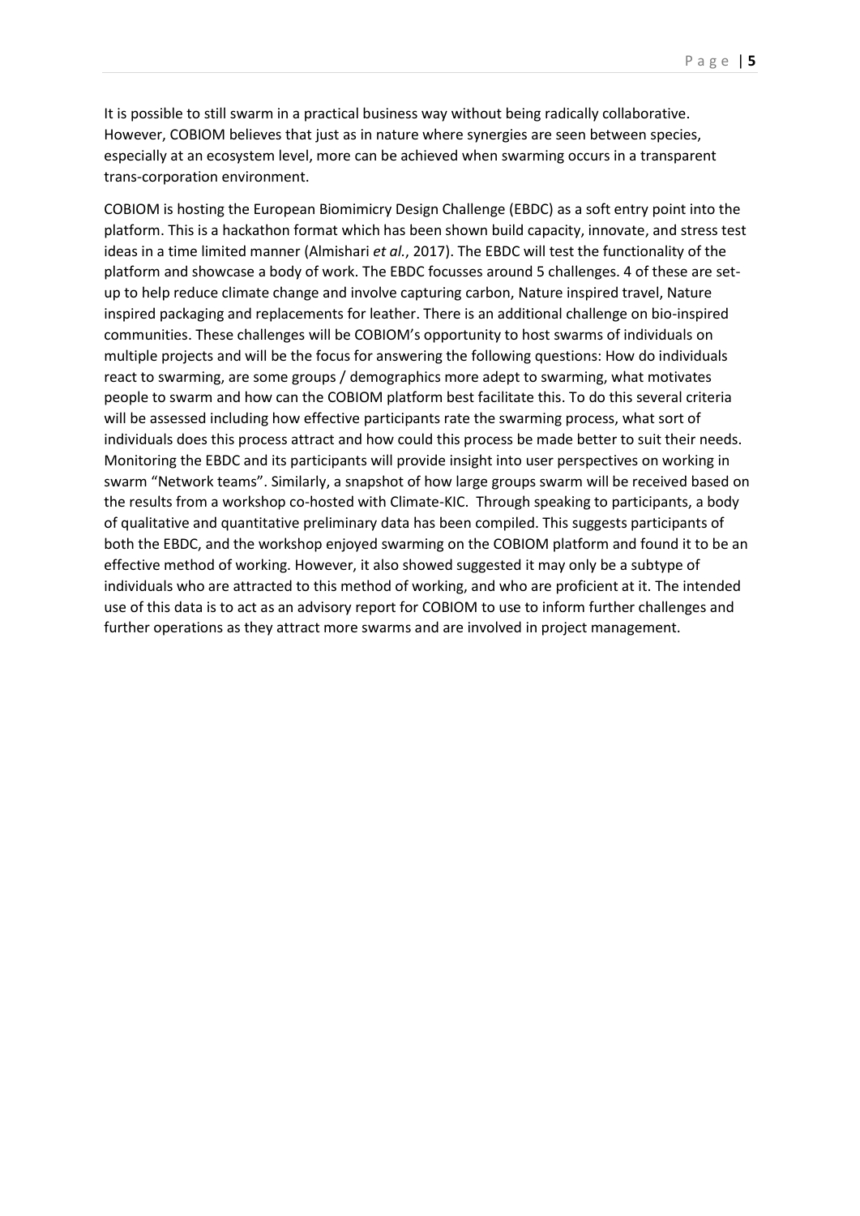It is possible to still swarm in a practical business way without being radically collaborative. However, COBIOM believes that just as in nature where synergies are seen between species, especially at an ecosystem level, more can be achieved when swarming occurs in a transparent trans-corporation environment.

COBIOM is hosting the European Biomimicry Design Challenge (EBDC) as a soft entry point into the platform. This is a hackathon format which has been shown build capacity, innovate, and stress test ideas in a time limited manner (Almishari *et al.*, 2017). The EBDC will test the functionality of the platform and showcase a body of work. The EBDC focusses around 5 challenges. 4 of these are set-up to help reduce climate change and involve capturing carbon, Nature inspired travel, Nature inspired packaging and replacements for leather. There is an additional challenge on bio-inspired communities. These challenges will be COBIOM's opportunity to host swarms of individuals on multiple projects and will be the focus for answering the following questions: How do individuals react to swarming, are some groups / demographics more adept to swarming, what motivates people to swarm and how can the COBIOM platform best facilitate this. To do this several criteria will be assessed including how effective participants rate the swarming process, what sort of individuals does this process attract and how could this process be made better to suit their needs. Monitoring the EBDC and its participants will provide insight into user perspectives on working in swarm "Network teams". Similarly, a snapshot of how large groups swarm will be received based on the results from a workshop co-hosted with Climate-KIC. Through speaking to participants, a body of qualitative and quantitative preliminary data has been compiled. This suggests participants of both the EBDC, and the workshop enjoyed swarming on the COBIOM platform and found it to be an effective method of working. However, it also showed suggested it may only be a subtype of individuals who are attracted to this method of working, and who are proficient at it. The intended use of this data is to act as an advisory report for COBIOM to use to inform further challenges and further operations as they attract more swarms and are involved in project management.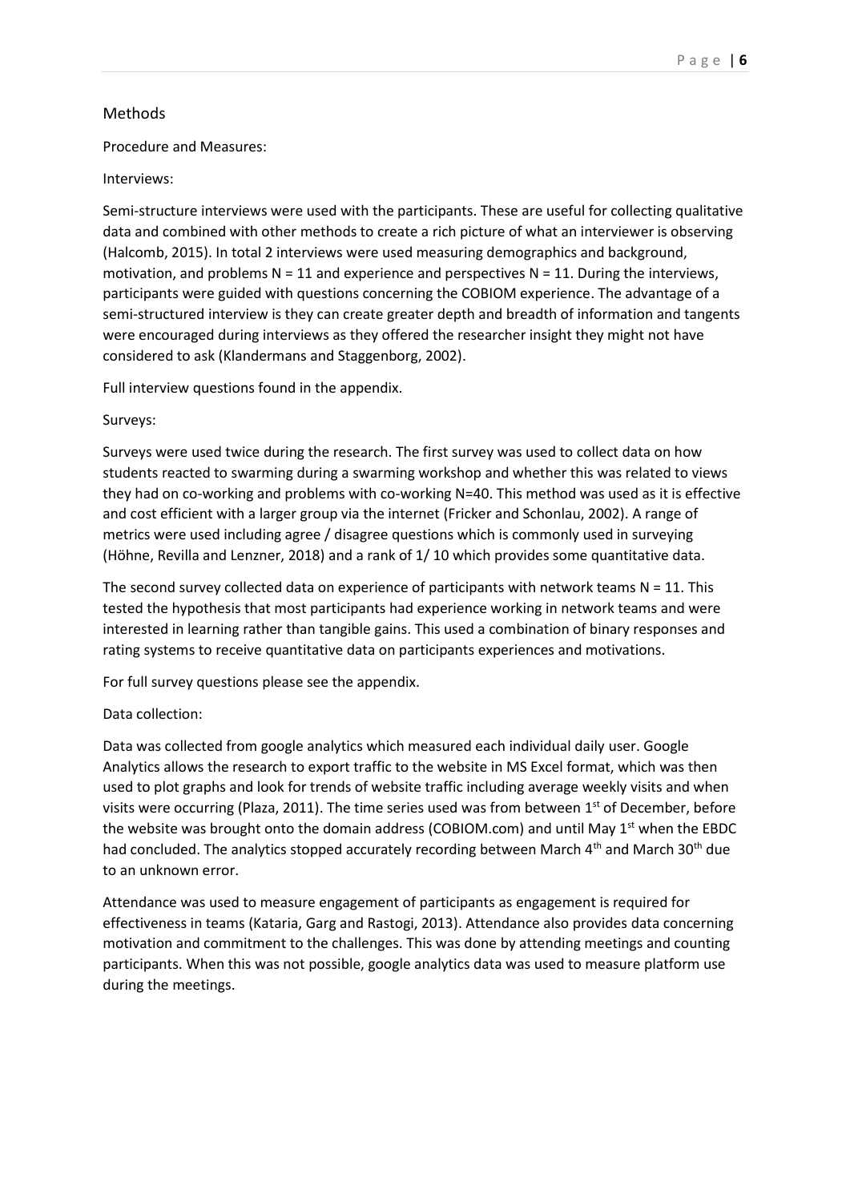## Methods

Procedure and Measures:

Interviews:

Semi-structure interviews were used with the participants. These are useful for collecting qualitative data and combined with other methods to create a rich picture of what an interviewer is observing (Halcomb, 2015). In total 2 interviews were used measuring demographics and background, motivation, and problems N = 11 and experience and perspectives N = 11. During the interviews, participants were guided with questions concerning the COBIOM experience. The advantage of a semi-structured interview is they can create greater depth and breadth of information and tangents were encouraged during interviews as they offered the researcher insight they might not have considered to ask (Klandermans and Staggenborg, 2002).

Full interview questions found in the appendix.

Surveys:

Surveys were used twice during the research. The first survey was used to collect data on how students reacted to swarming during a swarming workshop and whether this was related to views they had on co-working and problems with co-working N=40. This method was used as it is effective and cost efficient with a larger group via the internet (Fricker and Schonlau, 2002). A range of metrics were used including agree / disagree questions which is commonly used in surveying (Höhne, Revilla and Lenzner, 2018) and a rank of 1/ 10 which provides some quantitative data.

The second survey collected data on experience of participants with network teams N = 11. This tested the hypothesis that most participants had experience working in network teams and were interested in learning rather than tangible gains. This used a combination of binary responses and rating systems to receive quantitative data on participants experiences and motivations.

For full survey questions please see the appendix.

Data collection:

Data was collected from google analytics which measured each individual daily user. Google Analytics allows the research to export traffic to the website in MS Excel format, which was then used to plot graphs and look for trends of website traffic including average weekly visits and when visits were occurring (Plaza, 2011). The time series used was from between 1st of December, before the website was brought onto the domain address (COBIOM.com) and until May 1st when the EBDC had concluded. The analytics stopped accurately recording between March 4th and March 30th due to an unknown error.

Attendance was used to measure engagement of participants as engagement is required for effectiveness in teams (Kataria, Garg and Rastogi, 2013). Attendance also provides data concerning motivation and commitment to the challenges. This was done by attending meetings and counting participants. When this was not possible, google analytics data was used to measure platform use during the meetings.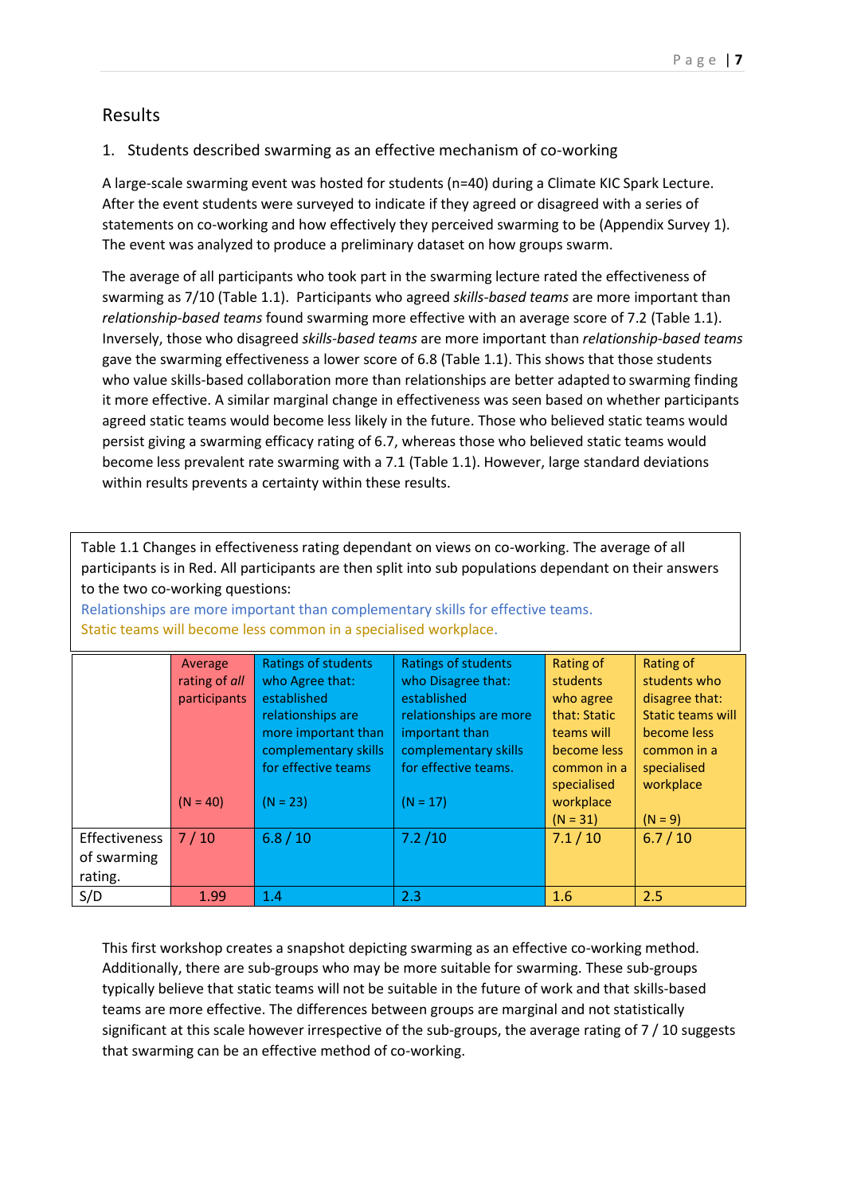## Results

1. Students described swarming as an effective mechanism of co-working

A large-scale swarming event was hosted for students (n=40) during a Climate KIC Spark Lecture. After the event students were surveyed to indicate if they agreed or disagreed with a series of statements on co-working and how effectively they perceived swarming to be (Appendix Survey 1). The event was analyzed to produce a preliminary dataset on how groups swarm.

The average of all participants who took part in the swarming lecture rated the effectiveness of swarming as 7/10 (Table 1.1). Participants who agreed *skills-based teams* are more important than *relationship-based teams* found swarming more effective with an average score of 7.2 (Table 1.1). Inversely, those who disagreed *skills-based teams* are more important than *relationship-based teams* gave the swarming effectiveness a lower score of 6.8 (Table 1.1). This shows that those students who value skills-based collaboration more than relationships are better adapted to swarming finding it more effective. A similar marginal change in effectiveness was seen based on whether participants agreed static teams would become less likely in the future. Those who believed static teams would persist giving a swarming efficacy rating of 6.7, whereas those who believed static teams would become less prevalent rate swarming with a 7.1 (Table 1.1). However, large standard deviations within results prevents a certainty within these results.

Table 1.1 Changes in effectiveness rating dependant on views on co-working. The average of all participants is in Red. All participants are then split into sub populations dependant on their answers to the two co-working questions:
Relationships are more important than complementary skills for effective teams.
Static teams will become less common in a specialised workplace.

| | Average rating of *all* participants (N = 40) | Ratings of students who Agree that: established relationships are more important than complementary skills for effective teams (N = 23) | Ratings of students who Disagree that: established relationships are more important than complementary skills for effective teams. (N = 17) | Rating of students who agree that: Static teams will become less common in a specialised workplace (N = 31) | Rating of students who disagree that: Static teams will become less common in a specialised workplace (N = 9) |
|---|---|---|---|---|---|
| Effectiveness of swarming rating. | 7 / 10 | 6.8 / 10 | 7.2 /10 | 7.1 / 10 | 6.7 / 10 |
| S/D | 1.99 | 1.4 | 2.3 | 1.6 | 2.5 |

This first workshop creates a snapshot depicting swarming as an effective co-working method. Additionally, there are sub-groups who may be more suitable for swarming. These sub-groups typically believe that static teams will not be suitable in the future of work and that skills-based teams are more effective. The differences between groups are marginal and not statistically significant at this scale however irrespective of the sub-groups, the average rating of 7 / 10 suggests that swarming can be an effective method of co-working.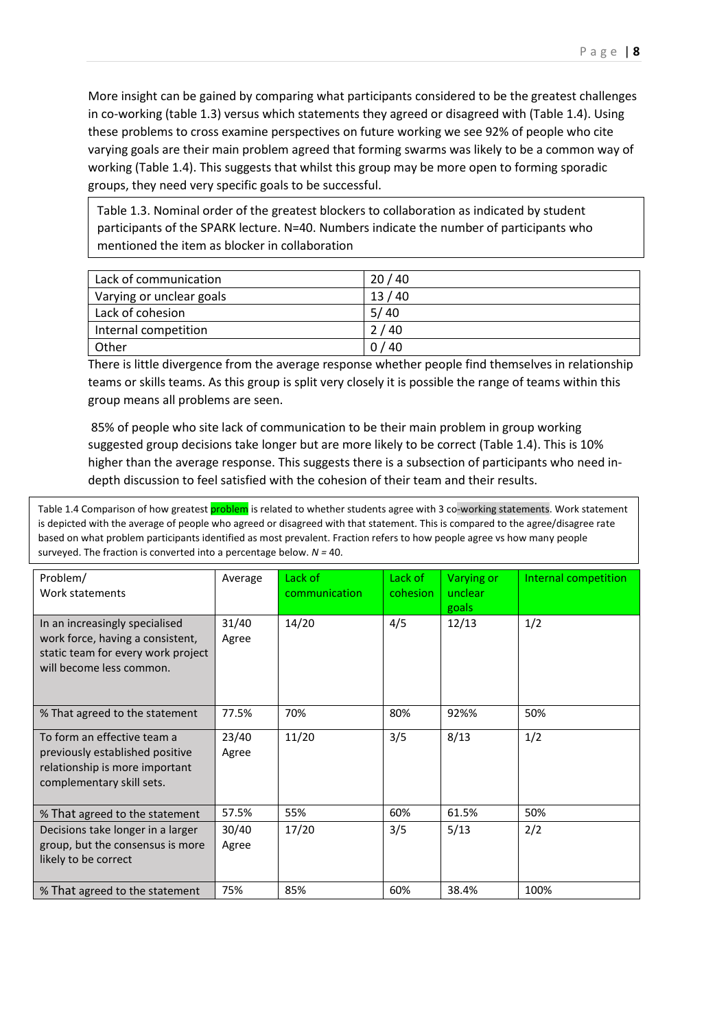More insight can be gained by comparing what participants considered to be the greatest challenges in co-working (table 1.3) versus which statements they agreed or disagreed with (Table 1.4). Using these problems to cross examine perspectives on future working we see 92% of people who cite varying goals are their main problem agreed that forming swarms was likely to be a common way of working (Table 1.4). This suggests that whilst this group may be more open to forming sporadic groups, they need very specific goals to be successful.

Table 1.3. Nominal order of the greatest blockers to collaboration as indicated by student participants of the SPARK lecture. N=40. Numbers indicate the number of participants who mentioned the item as blocker in collaboration

| | |
|---|---|
| Lack of communication | 20 / 40 |
| Varying or unclear goals | 13 / 40 |
| Lack of cohesion | 5/ 40 |
| Internal competition | 2 / 40 |
| Other | 0 / 40 |

There is little divergence from the average response whether people find themselves in relationship teams or skills teams. As this group is split very closely it is possible the range of teams within this group means all problems are seen.

85% of people who site lack of communication to be their main problem in group working suggested group decisions take longer but are more likely to be correct (Table 1.4). This is 10% higher than the average response. This suggests there is a subsection of participants who need in-depth discussion to feel satisfied with the cohesion of their team and their results.

Table 1.4 Comparison of how greatest problem is related to whether students agree with 3 co-working statements. Work statement is depicted with the average of people who agreed or disagreed with that statement. This is compared to the agree/disagree rate based on what problem participants identified as most prevalent. Fraction refers to how people agree vs how many people surveyed. The fraction is converted into a percentage below. *N* = 40.

| Problem/ Work statements | Average | Lack of communication | Lack of cohesion | Varying or unclear goals | Internal competition |
|---|---|---|---|---|---|
| In an increasingly specialised work force, having a consistent, static team for every work project will become less common. | 31/40 Agree | 14/20 | 4/5 | 12/13 | 1/2 |
| % That agreed to the statement | 77.5% | 70% | 80% | 92%% | 50% |
| To form an effective team a previously established positive relationship is more important complementary skill sets. | 23/40 Agree | 11/20 | 3/5 | 8/13 | 1/2 |
| % That agreed to the statement | 57.5% | 55% | 60% | 61.5% | 50% |
| Decisions take longer in a larger group, but the consensus is more likely to be correct | 30/40 Agree | 17/20 | 3/5 | 5/13 | 2/2 |
| % That agreed to the statement | 75% | 85% | 60% | 38.4% | 100% |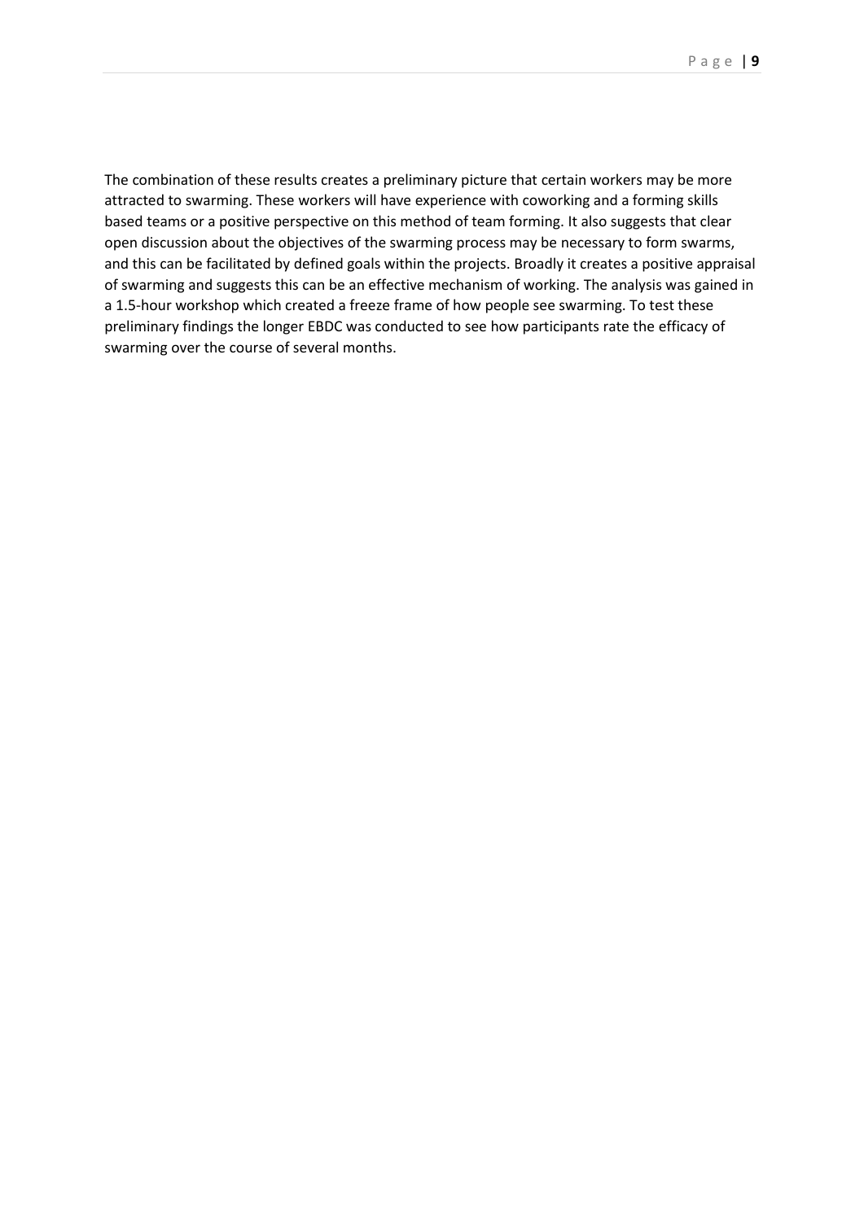The combination of these results creates a preliminary picture that certain workers may be more attracted to swarming. These workers will have experience with coworking and a forming skills based teams or a positive perspective on this method of team forming. It also suggests that clear open discussion about the objectives of the swarming process may be necessary to form swarms, and this can be facilitated by defined goals within the projects. Broadly it creates a positive appraisal of swarming and suggests this can be an effective mechanism of working. The analysis was gained in a 1.5-hour workshop which created a freeze frame of how people see swarming. To test these preliminary findings the longer EBDC was conducted to see how participants rate the efficacy of swarming over the course of several months.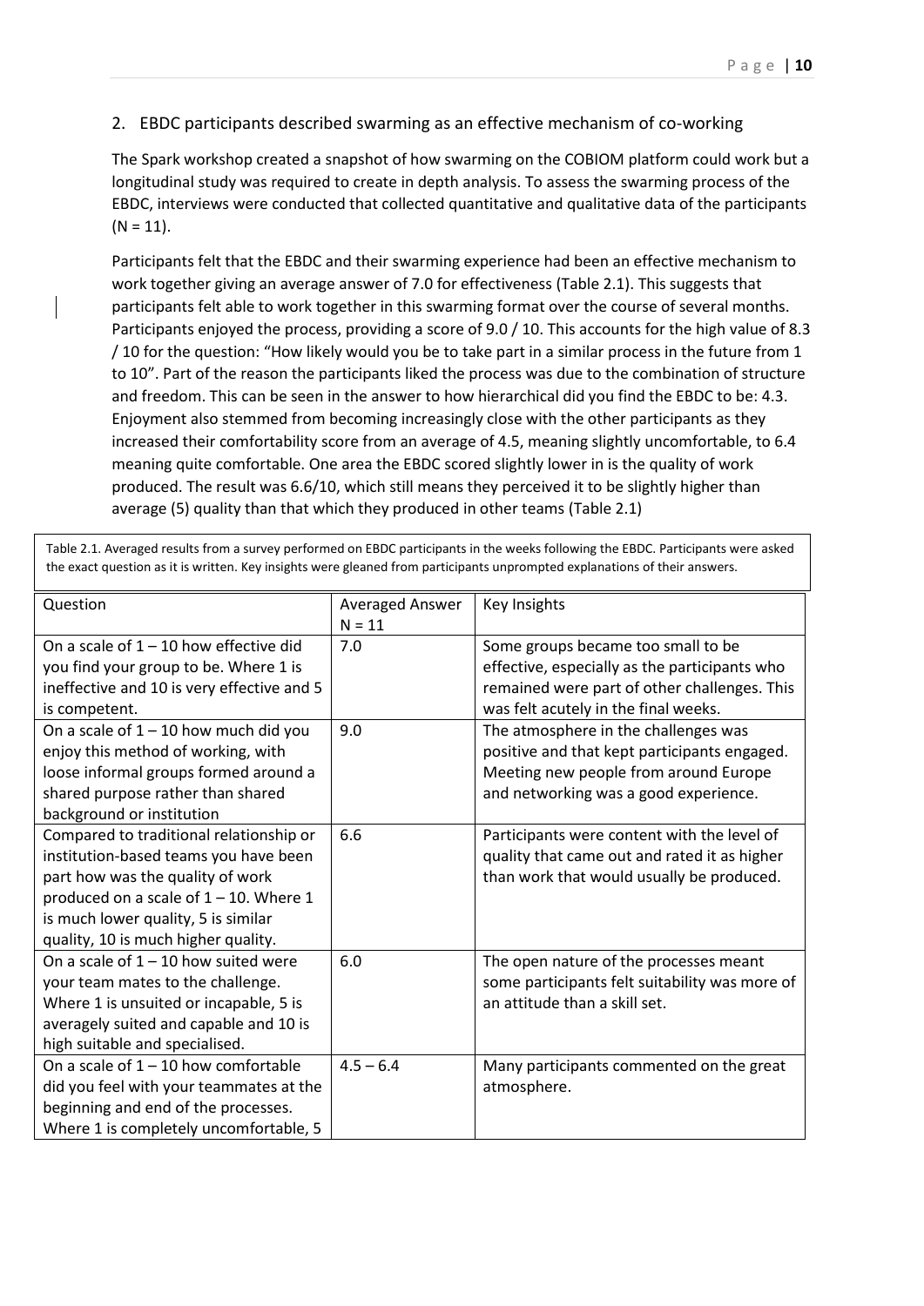## 2. EBDC participants described swarming as an effective mechanism of co-working

The Spark workshop created a snapshot of how swarming on the COBIOM platform could work but a longitudinal study was required to create in depth analysis. To assess the swarming process of the EBDC, interviews were conducted that collected quantitative and qualitative data of the participants (N = 11).

Participants felt that the EBDC and their swarming experience had been an effective mechanism to work together giving an average answer of 7.0 for effectiveness (Table 2.1). This suggests that participants felt able to work together in this swarming format over the course of several months. Participants enjoyed the process, providing a score of 9.0 / 10. This accounts for the high value of 8.3 / 10 for the question: "How likely would you be to take part in a similar process in the future from 1 to 10". Part of the reason the participants liked the process was due to the combination of structure and freedom. This can be seen in the answer to how hierarchical did you find the EBDC to be: 4.3. Enjoyment also stemmed from becoming increasingly close with the other participants as they increased their comfortability score from an average of 4.5, meaning slightly uncomfortable, to 6.4 meaning quite comfortable. One area the EBDC scored slightly lower in is the quality of work produced. The result was 6.6/10, which still means they perceived it to be slightly higher than average (5) quality than that which they produced in other teams (Table 2.1)

Table 2.1. Averaged results from a survey performed on EBDC participants in the weeks following the EBDC. Participants were asked the exact question as it is written. Key insights were gleaned from participants unprompted explanations of their answers.

| Question | Averaged Answer N = 11 | Key Insights |
|---|---|---|
| On a scale of 1 – 10 how effective did you find your group to be. Where 1 is ineffective and 10 is very effective and 5 is competent. | 7.0 | Some groups became too small to be effective, especially as the participants who remained were part of other challenges. This was felt acutely in the final weeks. |
| On a scale of 1 – 10 how much did you enjoy this method of working, with loose informal groups formed around a shared purpose rather than shared background or institution | 9.0 | The atmosphere in the challenges was positive and that kept participants engaged. Meeting new people from around Europe and networking was a good experience. |
| Compared to traditional relationship or institution-based teams you have been part how was the quality of work produced on a scale of 1 – 10. Where 1 is much lower quality, 5 is similar quality, 10 is much higher quality. | 6.6 | Participants were content with the level of quality that came out and rated it as higher than work that would usually be produced. |
| On a scale of 1 – 10 how suited were your team mates to the challenge. Where 1 is unsuited or incapable, 5 is averagely suited and capable and 10 is high suitable and specialised. | 6.0 | The open nature of the processes meant some participants felt suitability was more of an attitude than a skill set. |
| On a scale of 1 – 10 how comfortable did you feel with your teammates at the beginning and end of the processes. Where 1 is completely uncomfortable, 5 | 4.5 – 6.4 | Many participants commented on the great atmosphere. |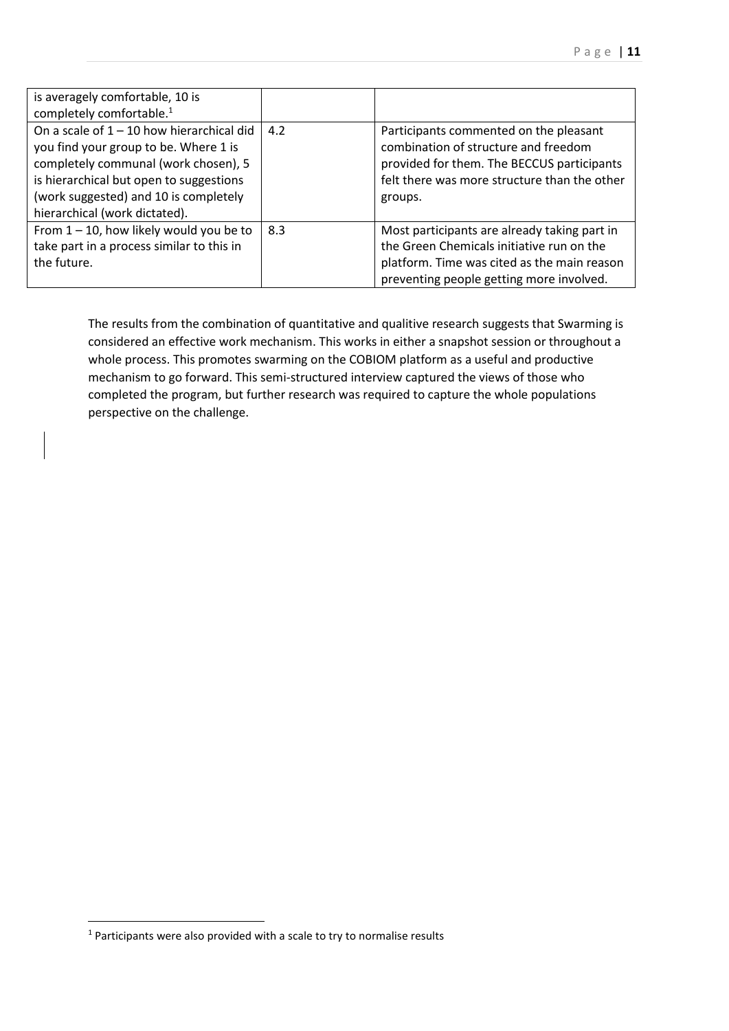| | | |
|---|---|---|
| is averagely comfortable, 10 is completely comfortable.[1] | | |
| On a scale of 1 – 10 how hierarchical did you find your group to be. Where 1 is completely communal (work chosen), 5 is hierarchical but open to suggestions (work suggested) and 10 is completely hierarchical (work dictated). | 4.2 | Participants commented on the pleasant combination of structure and freedom provided for them. The BECCUS participants felt there was more structure than the other groups. |
| From 1 – 10, how likely would you be to take part in a process similar to this in the future. | 8.3 | Most participants are already taking part in the Green Chemicals initiative run on the platform. Time was cited as the main reason preventing people getting more involved. |

The results from the combination of quantitative and qualitive research suggests that Swarming is considered an effective work mechanism. This works in either a snapshot session or throughout a whole process. This promotes swarming on the COBIOM platform as a useful and productive mechanism to go forward. This semi-structured interview captured the views of those who completed the program, but further research was required to capture the whole populations perspective on the challenge.

[1] Participants were also provided with a scale to try to normalise results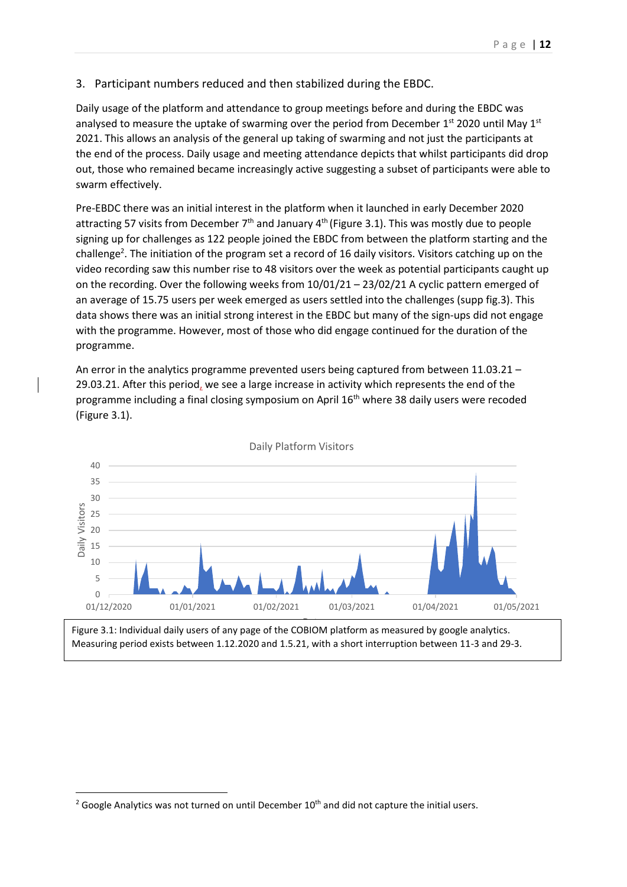3. Participant numbers reduced and then stabilized during the EBDC.

Daily usage of the platform and attendance to group meetings before and during the EBDC was analysed to measure the uptake of swarming over the period from December 1st 2020 until May 1st 2021. This allows an analysis of the general up taking of swarming and not just the participants at the end of the process. Daily usage and meeting attendance depicts that whilst participants did drop out, those who remained became increasingly active suggesting a subset of participants were able to swarm effectively.

Pre-EBDC there was an initial interest in the platform when it launched in early December 2020 attracting 57 visits from December 7th and January 4th (Figure 3.1). This was mostly due to people signing up for challenges as 122 people joined the EBDC from between the platform starting and the challenge[2]. The initiation of the program set a record of 16 daily visitors. Visitors catching up on the video recording saw this number rise to 48 visitors over the week as potential participants caught up on the recording. Over the following weeks from 10/01/21 – 23/02/21 A cyclic pattern emerged of an average of 15.75 users per week emerged as users settled into the challenges (supp fig.3). This data shows there was an initial strong interest in the EBDC but many of the sign-ups did not engage with the programme. However, most of those who did engage continued for the duration of the programme.

An error in the analytics programme prevented users being captured from between 11.03.21 – 29.03.21. After this period, we see a large increase in activity which represents the end of the programme including a final closing symposium on April 16th where 38 daily users were recoded (Figure 3.1).

Figure 3.1: Individual daily users of any page of the COBIOM platform as measured by google analytics. Measuring period exists between 1.12.2020 and 1.5.21, with a short interruption between 11-3 and 29-3.

[2] Google Analytics was not turned on until December 10th and did not capture the initial users.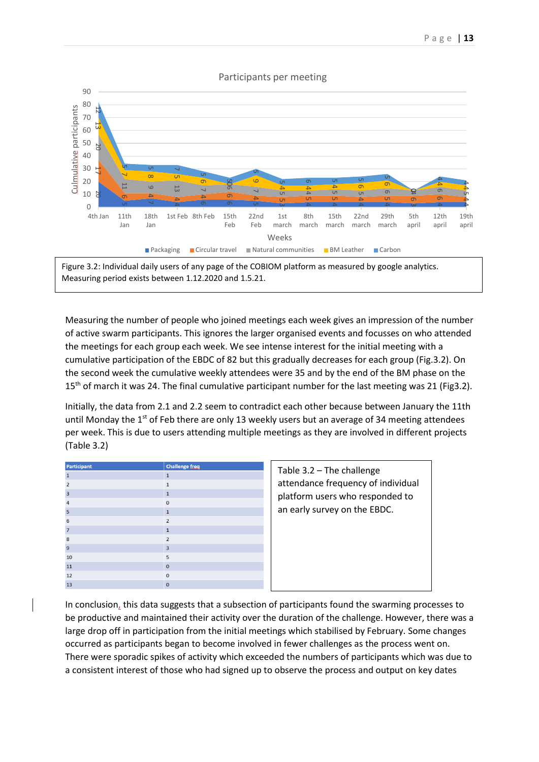Figure 3.2: Individual daily users of any page of the COBIOM platform as measured by google analytics. Measuring period exists between 1.12.2020 and 1.5.21.

Measuring the number of people who joined meetings each week gives an impression of the number of active swarm participants. This ignores the larger organised events and focusses on who attended the meetings for each group each week. We see intense interest for the initial meeting with a cumulative participation of the EBDC of 82 but this gradually decreases for each group (Fig.3.2). On the second week the cumulative weekly attendees were 35 and by the end of the BM phase on the 15th of march it was 24. The final cumulative participant number for the last meeting was 21 (Fig3.2).

Initially, the data from 2.1 and 2.2 seem to contradict each other because between January the 11th until Monday the 1st of Feb there are only 13 weekly users but an average of 34 meeting attendees per week. This is due to users attending multiple meetings as they are involved in different projects (Table 3.2)

| Participant | Challenge freq |
|---|---|
| 1 | 1 |
| 2 | 1 |
| 3 | 1 |
| 4 | 0 |
| 5 | 1 |
| 6 | 2 |
| 7 | 1 |
| 8 | 2 |
| 9 | 3 |
| 10 | 5 |
| 11 | 0 |
| 12 | 0 |
| 13 | 0 |

Table 3.2 – The challenge attendance frequency of individual platform users who responded to an early survey on the EBDC.

In conclusion, this data suggests that a subsection of participants found the swarming processes to be productive and maintained their activity over the duration of the challenge. However, there was a large drop off in participation from the initial meetings which stabilised by February. Some changes occurred as participants began to become involved in fewer challenges as the process went on. There were sporadic spikes of activity which exceeded the numbers of participants which was due to a consistent interest of those who had signed up to observe the process and output on key dates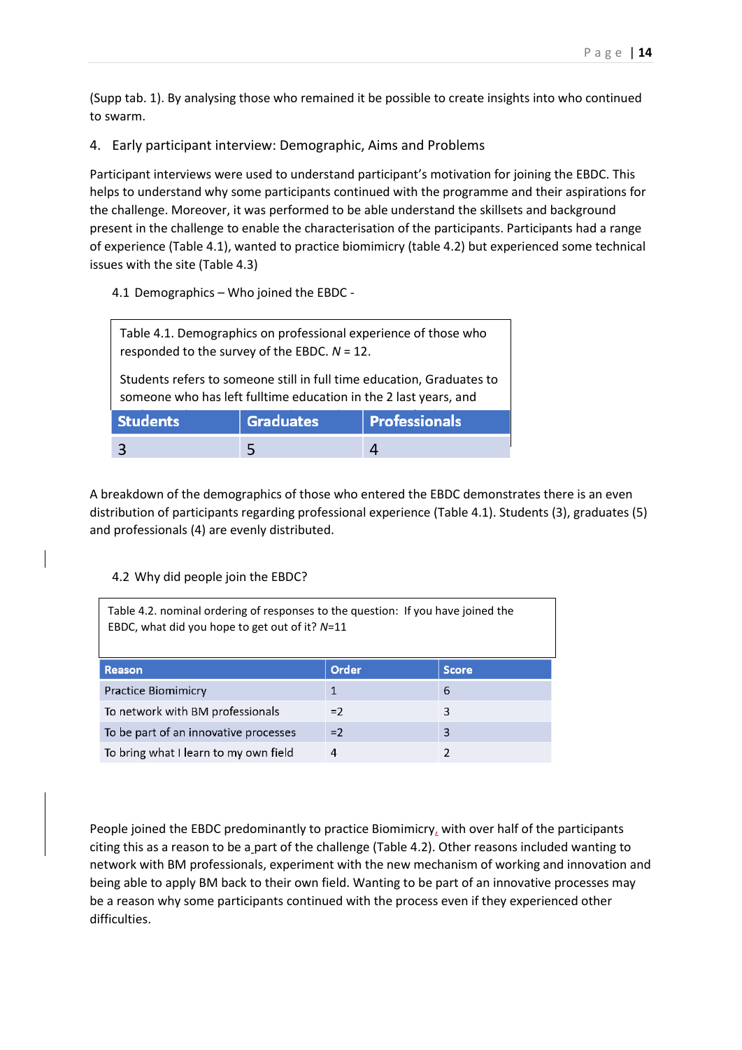(Supp tab. 1). By analysing those who remained it be possible to create insights into who continued to swarm.

## 4. Early participant interview: Demographic, Aims and Problems

Participant interviews were used to understand participant's motivation for joining the EBDC. This helps to understand why some participants continued with the programme and their aspirations for the challenge. Moreover, it was performed to be able understand the skillsets and background present in the challenge to enable the characterisation of the participants. Participants had a range of experience (Table 4.1), wanted to practice biomimicry (table 4.2) but experienced some technical issues with the site (Table 4.3)

### 4.1 Demographics – Who joined the EBDC -

Table 4.1. Demographics on professional experience of those who responded to the survey of the EBDC. *N* = 12.

Students refers to someone still in full time education, Graduates to someone who has left fulltime education in the 2 last years, and

| Students | Graduates | Professionals |
|---|---|---|
| 3 | 5 | 4 |

A breakdown of the demographics of those who entered the EBDC demonstrates there is an even distribution of participants regarding professional experience (Table 4.1). Students (3), graduates (5) and professionals (4) are evenly distributed.

### 4.2 Why did people join the EBDC?

Table 4.2. nominal ordering of responses to the question: If you have joined the EBDC, what did you hope to get out of it? *N*=11

| Reason | Order | Score |
|---|---|---|
| Practice Biomimicry | 1 | 6 |
| To network with BM professionals | =2 | 3 |
| To be part of an innovative processes | =2 | 3 |
| To bring what I learn to my own field | 4 | 2 |

People joined the EBDC predominantly to practice Biomimicry, with over half of the participants citing this as a reason to be a part of the challenge (Table 4.2). Other reasons included wanting to network with BM professionals, experiment with the new mechanism of working and innovation and being able to apply BM back to their own field. Wanting to be part of an innovative processes may be a reason why some participants continued with the process even if they experienced other difficulties.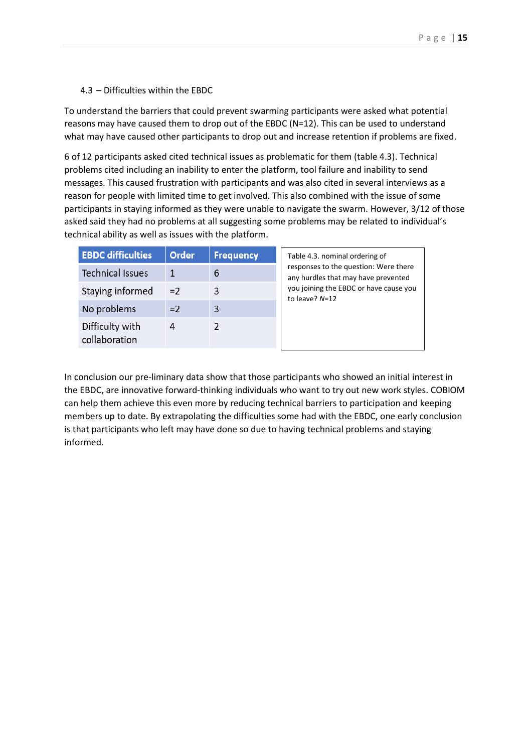### 4.3 – Difficulties within the EBDC

To understand the barriers that could prevent swarming participants were asked what potential reasons may have caused them to drop out of the EBDC (N=12). This can be used to understand what may have caused other participants to drop out and increase retention if problems are fixed.

6 of 12 participants asked cited technical issues as problematic for them (table 4.3). Technical problems cited including an inability to enter the platform, tool failure and inability to send messages. This caused frustration with participants and was also cited in several interviews as a reason for people with limited time to get involved. This also combined with the issue of some participants in staying informed as they were unable to navigate the swarm. However, 3/12 of those asked said they had no problems at all suggesting some problems may be related to individual's technical ability as well as issues with the platform.

| EBDC difficulties | Order | Frequency |
|---|---|---|
| Technical Issues | 1 | 6 |
| Staying informed | =2 | 3 |
| No problems | =2 | 3 |
| Difficulty with collaboration | 4 | 2 |

Table 4.3. nominal ordering of responses to the question: Were there any hurdles that may have prevented you joining the EBDC or have cause you to leave? *N*=12

In conclusion our pre-liminary data show that those participants who showed an initial interest in the EBDC, are innovative forward-thinking individuals who want to try out new work styles. COBIOM can help them achieve this even more by reducing technical barriers to participation and keeping members up to date. By extrapolating the difficulties some had with the EBDC, one early conclusion is that participants who left may have done so due to having technical problems and staying informed.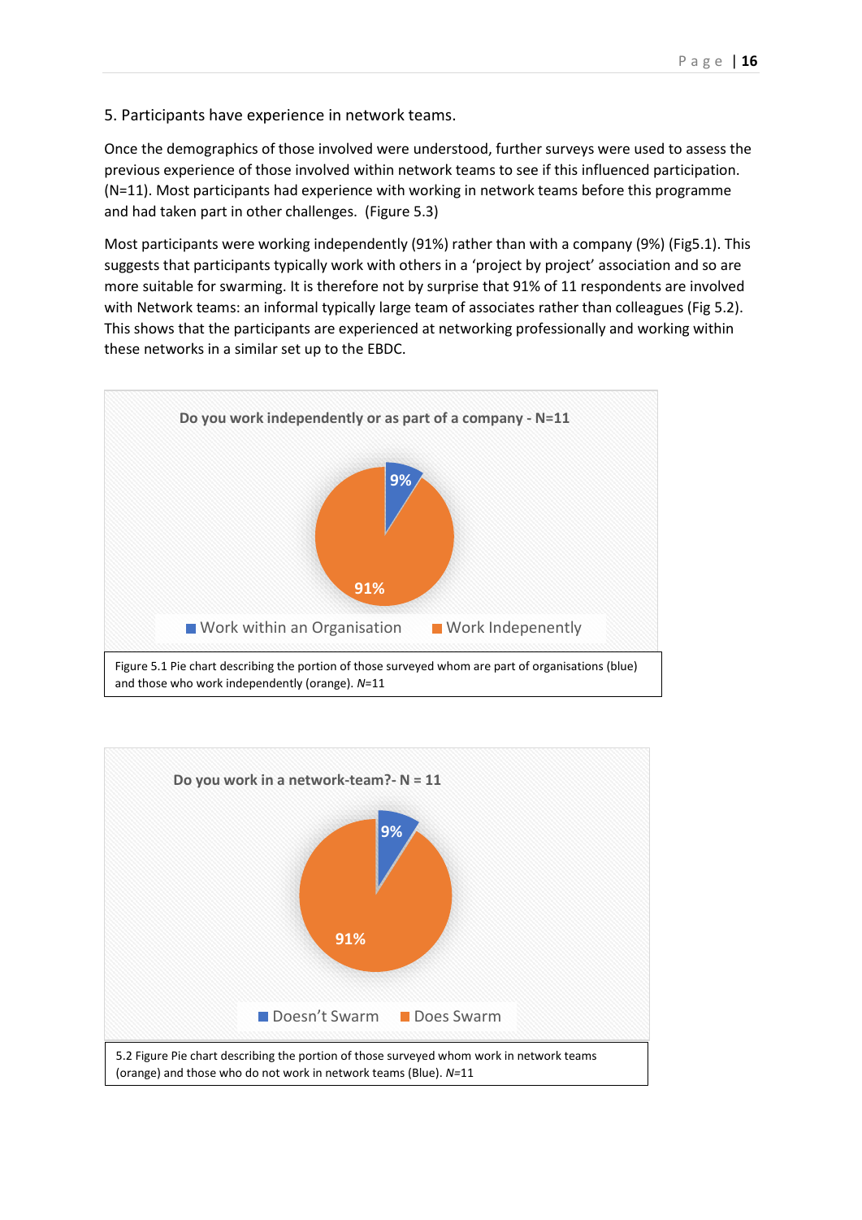5. Participants have experience in network teams.

Once the demographics of those involved were understood, further surveys were used to assess the previous experience of those involved within network teams to see if this influenced participation. (N=11). Most participants had experience with working in network teams before this programme and had taken part in other challenges. (Figure 5.3)

Most participants were working independently (91%) rather than with a company (9%) (Fig5.1). This suggests that participants typically work with others in a 'project by project' association and so are more suitable for swarming. It is therefore not by surprise that 91% of 11 respondents are involved with Network teams: an informal typically large team of associates rather than colleagues (Fig 5.2). This shows that the participants are experienced at networking professionally and working within these networks in a similar set up to the EBDC.

**Do you work independently or as part of a company - N=11**

| Response | Percentage |
| --- | --- |
| Work within an Organisation | 9% |
| Work Independently | 91% |

Figure 5.1 Pie chart describing the portion of those surveyed whom are part of organisations (blue) and those who work independently (orange). *N*=11

**Do you work in a network-team?- N = 11**

| Response | Percentage |
| --- | --- |
| Doesn't Swarm | 9% |
| Does Swarm | 91% |

5.2 Figure Pie chart describing the portion of those surveyed whom work in network teams (orange) and those who do not work in network teams (Blue). *N*=11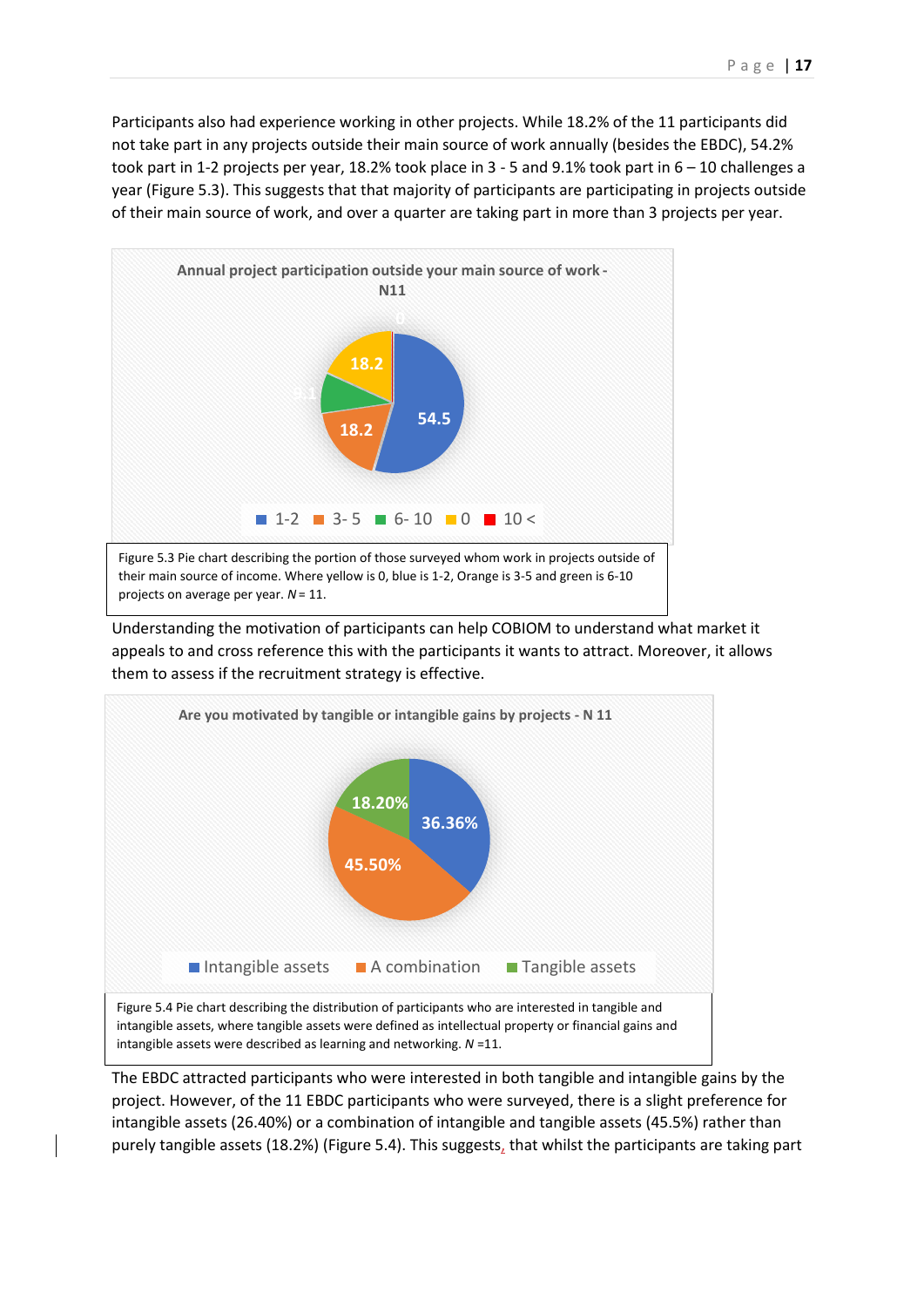Participants also had experience working in other projects. While 18.2% of the 11 participants did not take part in any projects outside their main source of work annually (besides the EBDC), 54.2% took part in 1-2 projects per year, 18.2% took place in 3 - 5 and 9.1% took part in 6 – 10 challenges a year (Figure 5.3). This suggests that that majority of participants are participating in projects outside of their main source of work, and over a quarter are taking part in more than 3 projects per year.

Figure 5.3 Pie chart describing the portion of those surveyed whom work in projects outside of their main source of income. Where yellow is 0, blue is 1-2, Orange is 3-5 and green is 6-10 projects on average per year. *N* = 11.

Understanding the motivation of participants can help COBIOM to understand what market it appeals to and cross reference this with the participants it wants to attract. Moreover, it allows them to assess if the recruitment strategy is effective.

Figure 5.4 Pie chart describing the distribution of participants who are interested in tangible and intangible assets, where tangible assets were defined as intellectual property or financial gains and intangible assets were described as learning and networking. *N* =11.

The EBDC attracted participants who were interested in both tangible and intangible gains by the project. However, of the 11 EBDC participants who were surveyed, there is a slight preference for intangible assets (26.40%) or a combination of intangible and tangible assets (45.5%) rather than purely tangible assets (18.2%) (Figure 5.4). This suggests, that whilst the participants are taking part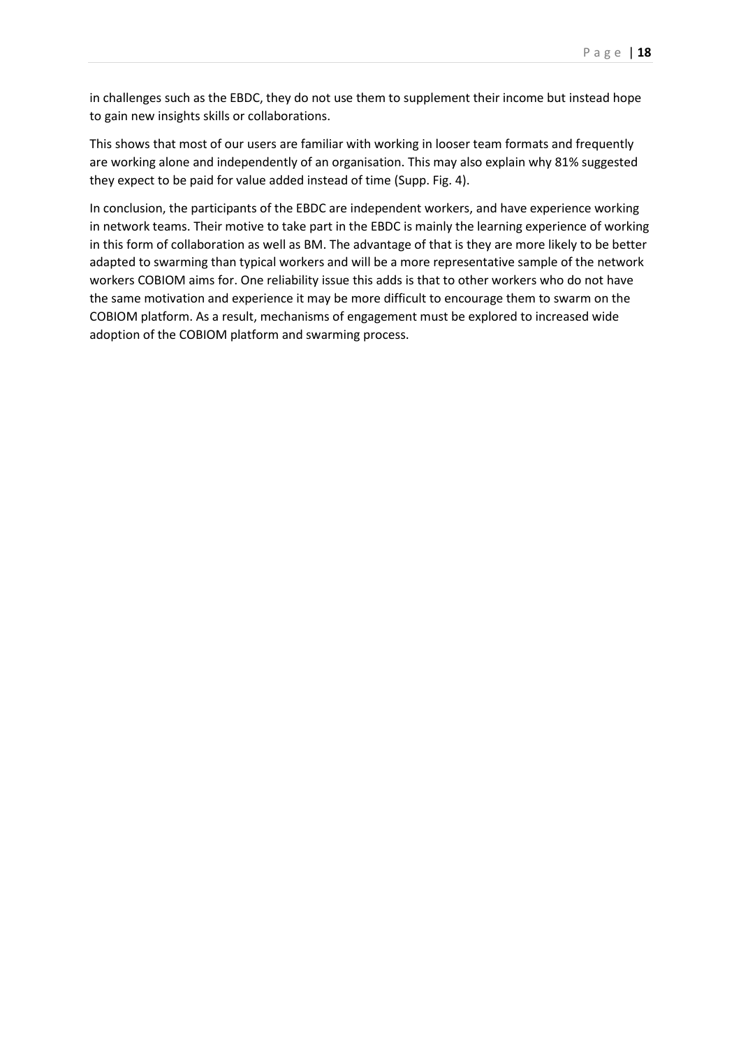in challenges such as the EBDC, they do not use them to supplement their income but instead hope to gain new insights skills or collaborations.

This shows that most of our users are familiar with working in looser team formats and frequently are working alone and independently of an organisation. This may also explain why 81% suggested they expect to be paid for value added instead of time (Supp. Fig. 4).

In conclusion, the participants of the EBDC are independent workers, and have experience working in network teams. Their motive to take part in the EBDC is mainly the learning experience of working in this form of collaboration as well as BM. The advantage of that is they are more likely to be better adapted to swarming than typical workers and will be a more representative sample of the network workers COBIOM aims for. One reliability issue this adds is that to other workers who do not have the same motivation and experience it may be more difficult to encourage them to swarm on the COBIOM platform. As a result, mechanisms of engagement must be explored to increased wide adoption of the COBIOM platform and swarming process.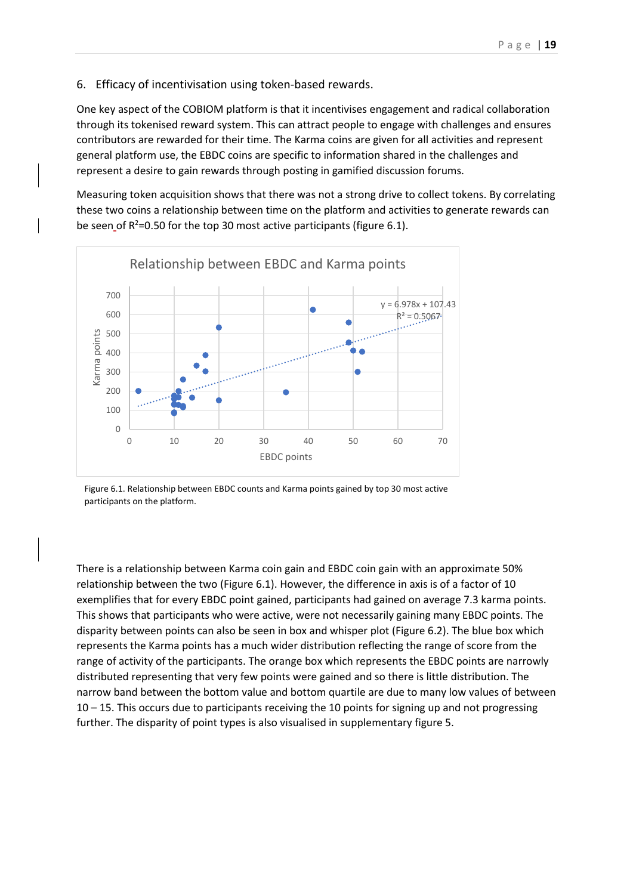## 6. Efficacy of incentivisation using token-based rewards.

One key aspect of the COBIOM platform is that it incentivises engagement and radical collaboration through its tokenised reward system. This can attract people to engage with challenges and ensures contributors are rewarded for their time. The Karma coins are given for all activities and represent general platform use, the EBDC coins are specific to information shared in the challenges and represent a desire to gain rewards through posting in gamified discussion forums.

Measuring token acquisition shows that there was not a strong drive to collect tokens. By correlating these two coins a relationship between time on the platform and activities to generate rewards can be seen of $R^2$=0.50 for the top 30 most active participants (figure 6.1).

Figure 6.1. Relationship between EBDC counts and Karma points gained by top 30 most active participants on the platform.

There is a relationship between Karma coin gain and EBDC coin gain with an approximate 50% relationship between the two (Figure 6.1). However, the difference in axis is of a factor of 10 exemplifies that for every EBDC point gained, participants had gained on average 7.3 karma points. This shows that participants who were active, were not necessarily gaining many EBDC points. The disparity between points can also be seen in box and whisper plot (Figure 6.2). The blue box which represents the Karma points has a much wider distribution reflecting the range of score from the range of activity of the participants. The orange box which represents the EBDC points are narrowly distributed representing that very few points were gained and so there is little distribution. The narrow band between the bottom value and bottom quartile are due to many low values of between 10 – 15. This occurs due to participants receiving the 10 points for signing up and not progressing further. The disparity of point types is also visualised in supplementary figure 5.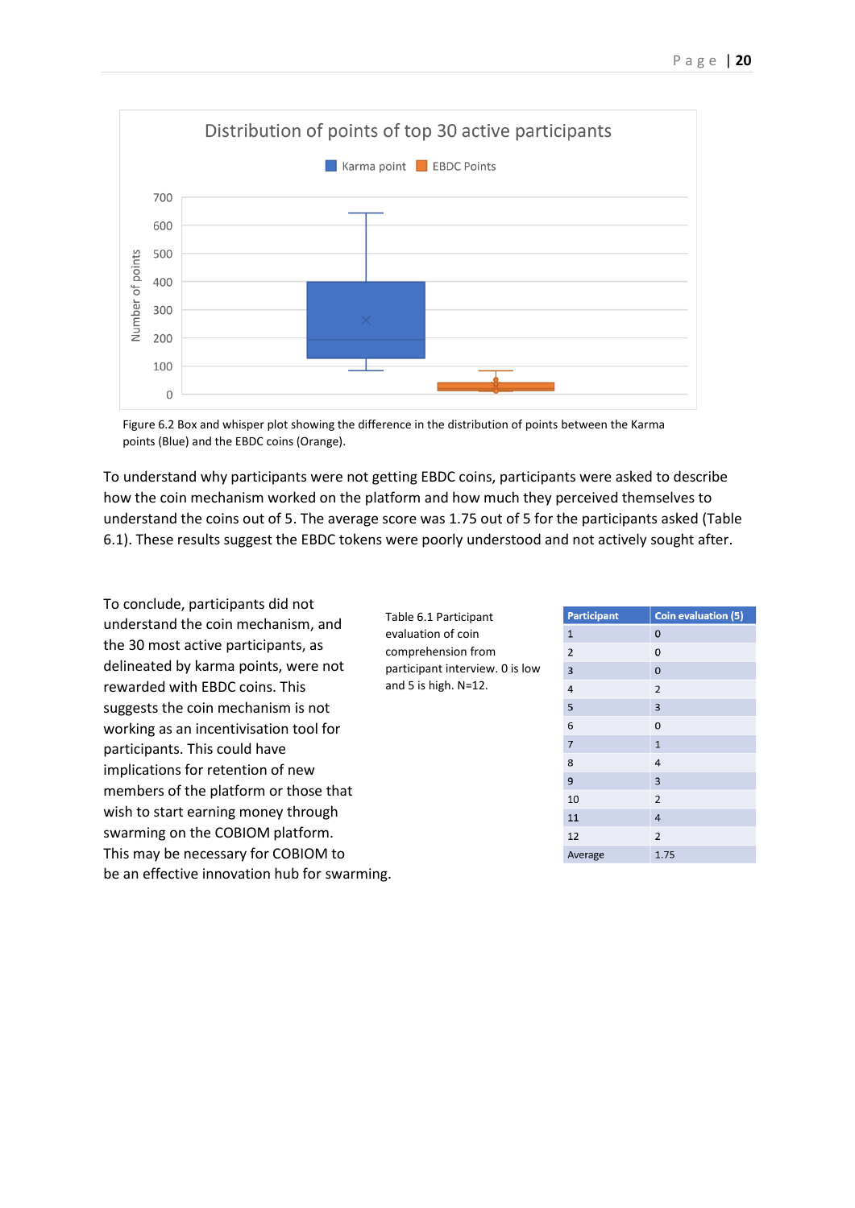Figure 6.2 Box and whisper plot showing the difference in the distribution of points between the Karma points (Blue) and the EBDC coins (Orange).

To understand why participants were not getting EBDC coins, participants were asked to describe how the coin mechanism worked on the platform and how much they perceived themselves to understand the coins out of 5. The average score was 1.75 out of 5 for the participants asked (Table 6.1). These results suggest the EBDC tokens were poorly understood and not actively sought after.

To conclude, participants did not understand the coin mechanism, and the 30 most active participants, as delineated by karma points, were not rewarded with EBDC coins. This suggests the coin mechanism is not working as an incentivisation tool for participants. This could have implications for retention of new members of the platform or those that wish to start earning money through swarming on the COBIOM platform. This may be necessary for COBIOM to be an effective innovation hub for swarming.

Table 6.1 Participant evaluation of coin comprehension from participant interview. 0 is low and 5 is high. N=12.

| Participant | Coin evaluation (5) |
|---|---|
| 1 | 0 |
| 2 | 0 |
| 3 | 0 |
| 4 | 2 |
| 5 | 3 |
| 6 | 0 |
| 7 | 1 |
| 8 | 4 |
| 9 | 3 |
| 10 | 2 |
| 11 | 4 |
| 12 | 2 |
| Average | 1.75 |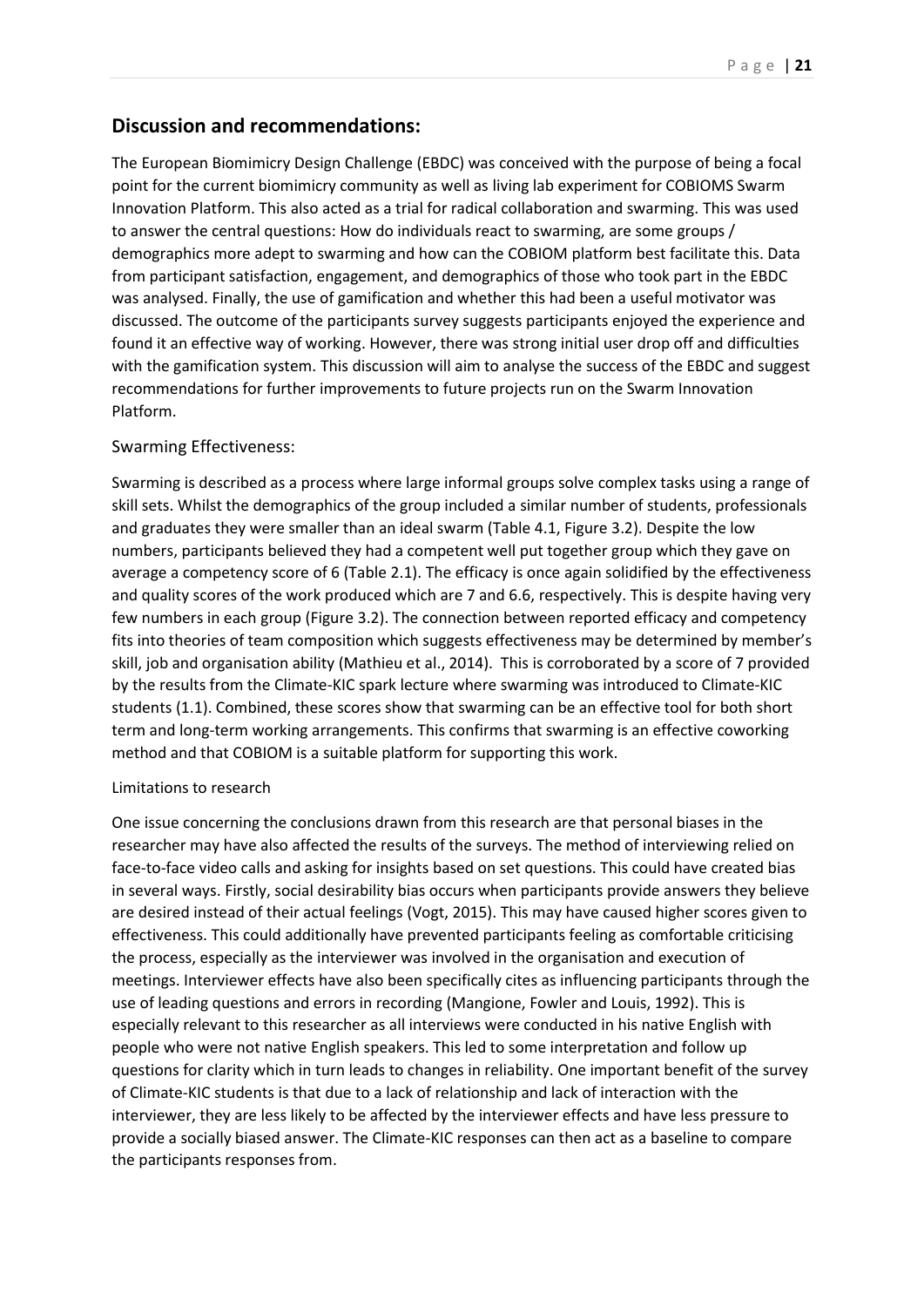## Discussion and recommendations:

The European Biomimicry Design Challenge (EBDC) was conceived with the purpose of being a focal point for the current biomimicry community as well as living lab experiment for COBIOMS Swarm Innovation Platform. This also acted as a trial for radical collaboration and swarming. This was used to answer the central questions: How do individuals react to swarming, are some groups / demographics more adept to swarming and how can the COBIOM platform best facilitate this. Data from participant satisfaction, engagement, and demographics of those who took part in the EBDC was analysed. Finally, the use of gamification and whether this had been a useful motivator was discussed. The outcome of the participants survey suggests participants enjoyed the experience and found it an effective way of working. However, there was strong initial user drop off and difficulties with the gamification system. This discussion will aim to analyse the success of the EBDC and suggest recommendations for further improvements to future projects run on the Swarm Innovation Platform.

### Swarming Effectiveness:

Swarming is described as a process where large informal groups solve complex tasks using a range of skill sets. Whilst the demographics of the group included a similar number of students, professionals and graduates they were smaller than an ideal swarm (Table 4.1, Figure 3.2). Despite the low numbers, participants believed they had a competent well put together group which they gave on average a competency score of 6 (Table 2.1). The efficacy is once again solidified by the effectiveness and quality scores of the work produced which are 7 and 6.6, respectively. This is despite having very few numbers in each group (Figure 3.2). The connection between reported efficacy and competency fits into theories of team composition which suggests effectiveness may be determined by member's skill, job and organisation ability (Mathieu et al., 2014). This is corroborated by a score of 7 provided by the results from the Climate-KIC spark lecture where swarming was introduced to Climate-KIC students (1.1). Combined, these scores show that swarming can be an effective tool for both short term and long-term working arrangements. This confirms that swarming is an effective coworking method and that COBIOM is a suitable platform for supporting this work.

#### Limitations to research

One issue concerning the conclusions drawn from this research are that personal biases in the researcher may have also affected the results of the surveys. The method of interviewing relied on face-to-face video calls and asking for insights based on set questions. This could have created bias in several ways. Firstly, social desirability bias occurs when participants provide answers they believe are desired instead of their actual feelings (Vogt, 2015). This may have caused higher scores given to effectiveness. This could additionally have prevented participants feeling as comfortable criticising the process, especially as the interviewer was involved in the organisation and execution of meetings. Interviewer effects have also been specifically cites as influencing participants through the use of leading questions and errors in recording (Mangione, Fowler and Louis, 1992). This is especially relevant to this researcher as all interviews were conducted in his native English with people who were not native English speakers. This led to some interpretation and follow up questions for clarity which in turn leads to changes in reliability. One important benefit of the survey of Climate-KIC students is that due to a lack of relationship and lack of interaction with the interviewer, they are less likely to be affected by the interviewer effects and have less pressure to provide a socially biased answer. The Climate-KIC responses can then act as a baseline to compare the participants responses from.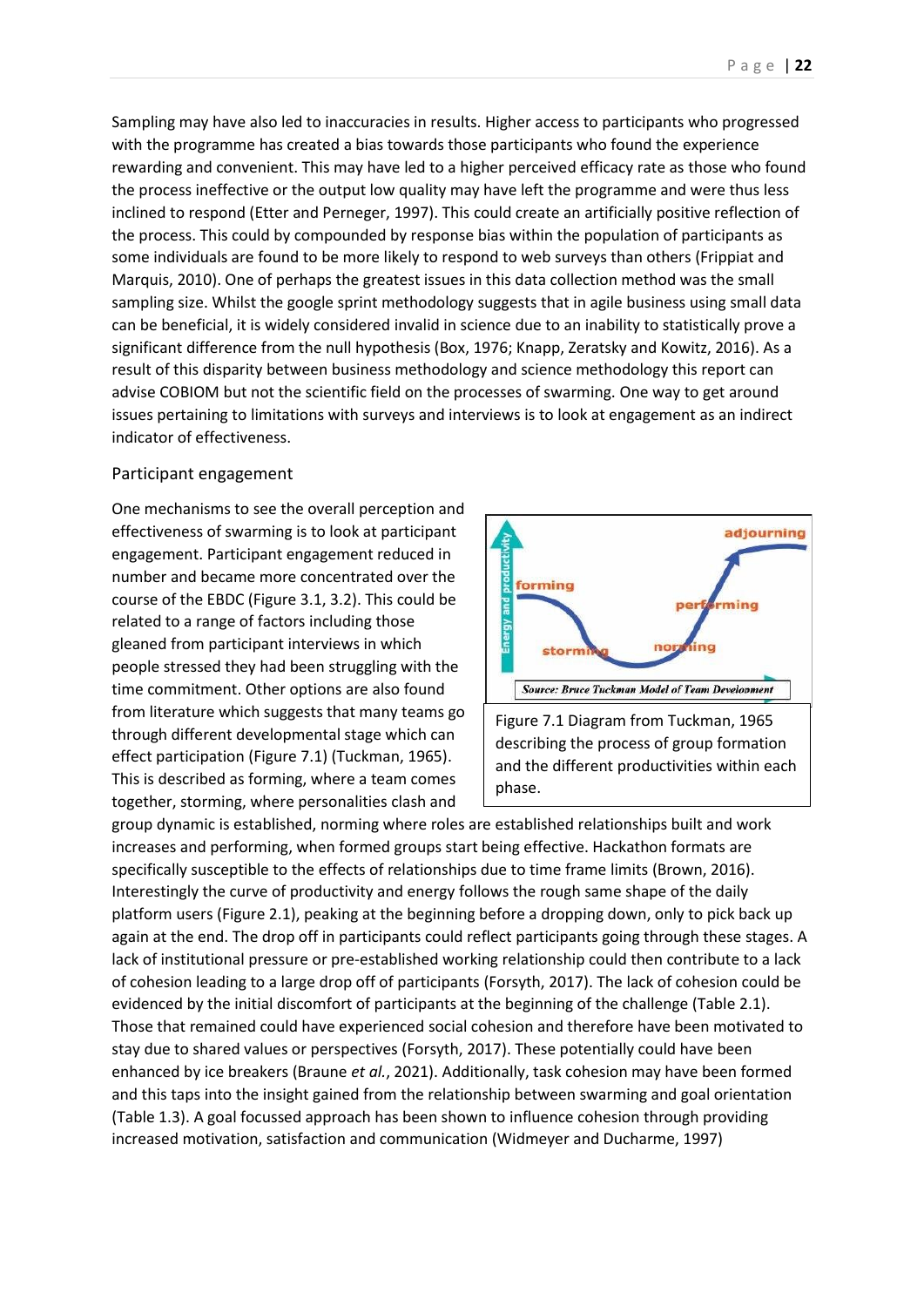Sampling may have also led to inaccuracies in results. Higher access to participants who progressed with the programme has created a bias towards those participants who found the experience rewarding and convenient. This may have led to a higher perceived efficacy rate as those who found the process ineffective or the output low quality may have left the programme and were thus less inclined to respond (Etter and Perneger, 1997). This could create an artificially positive reflection of the process. This could by compounded by response bias within the population of participants as some individuals are found to be more likely to respond to web surveys than others (Frippiat and Marquis, 2010). One of perhaps the greatest issues in this data collection method was the small sampling size. Whilst the google sprint methodology suggests that in agile business using small data can be beneficial, it is widely considered invalid in science due to an inability to statistically prove a significant difference from the null hypothesis (Box, 1976; Knapp, Zeratsky and Kowitz, 2016). As a result of this disparity between business methodology and science methodology this report can advise COBIOM but not the scientific field on the processes of swarming. One way to get around issues pertaining to limitations with surveys and interviews is to look at engagement as an indirect indicator of effectiveness.

## Participant engagement

One mechanisms to see the overall perception and effectiveness of swarming is to look at participant engagement. Participant engagement reduced in number and became more concentrated over the course of the EBDC (Figure 3.1, 3.2). This could be related to a range of factors including those gleaned from participant interviews in which people stressed they had been struggling with the time commitment. Other options are also found from literature which suggests that many teams go through different developmental stage which can effect participation (Figure 7.1) (Tuckman, 1965). This is described as forming, where a team comes together, storming, where personalities clash and group dynamic is established, norming where roles are established relationships built and work increases and performing, when formed groups start being effective. Hackathon formats are specifically susceptible to the effects of relationships due to time frame limits (Brown, 2016). Interestingly the curve of productivity and energy follows the rough same shape of the daily platform users (Figure 2.1), peaking at the beginning before a dropping down, only to pick back up again at the end. The drop off in participants could reflect participants going through these stages. A lack of institutional pressure or pre-established working relationship could then contribute to a lack of cohesion leading to a large drop off of participants (Forsyth, 2017). The lack of cohesion could be evidenced by the initial discomfort of participants at the beginning of the challenge (Table 2.1). Those that remained could have experienced social cohesion and therefore have been motivated to stay due to shared values or perspectives (Forsyth, 2017). These potentially could have been enhanced by ice breakers (Braune *et al.*, 2021). Additionally, task cohesion may have been formed and this taps into the insight gained from the relationship between swarming and goal orientation (Table 1.3). A goal focussed approach has been shown to influence cohesion through providing increased motivation, satisfaction and communication (Widmeyer and Ducharme, 1997)

Energy and productivity — forming, storming, norming, performing, adjourning

*Source: Bruce Tuckman Model of Team Development*

Figure 7.1 Diagram from Tuckman, 1965 describing the process of group formation and the different productivities within each phase.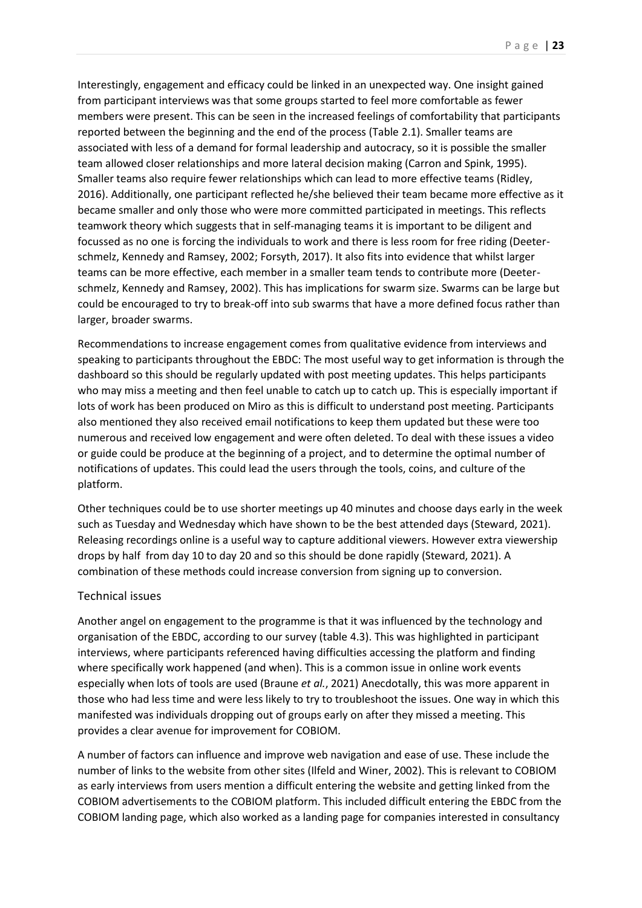Interestingly, engagement and efficacy could be linked in an unexpected way. One insight gained from participant interviews was that some groups started to feel more comfortable as fewer members were present. This can be seen in the increased feelings of comfortability that participants reported between the beginning and the end of the process (Table 2.1). Smaller teams are associated with less of a demand for formal leadership and autocracy, so it is possible the smaller team allowed closer relationships and more lateral decision making (Carron and Spink, 1995). Smaller teams also require fewer relationships which can lead to more effective teams (Ridley, 2016). Additionally, one participant reflected he/she believed their team became more effective as it became smaller and only those who were more committed participated in meetings. This reflects teamwork theory which suggests that in self-managing teams it is important to be diligent and focussed as no one is forcing the individuals to work and there is less room for free riding (Deeter-schmelz, Kennedy and Ramsey, 2002; Forsyth, 2017). It also fits into evidence that whilst larger teams can be more effective, each member in a smaller team tends to contribute more (Deeter-schmelz, Kennedy and Ramsey, 2002). This has implications for swarm size. Swarms can be large but could be encouraged to try to break-off into sub swarms that have a more defined focus rather than larger, broader swarms.

Recommendations to increase engagement comes from qualitative evidence from interviews and speaking to participants throughout the EBDC: The most useful way to get information is through the dashboard so this should be regularly updated with post meeting updates. This helps participants who may miss a meeting and then feel unable to catch up to catch up. This is especially important if lots of work has been produced on Miro as this is difficult to understand post meeting. Participants also mentioned they also received email notifications to keep them updated but these were too numerous and received low engagement and were often deleted. To deal with these issues a video or guide could be produce at the beginning of a project, and to determine the optimal number of notifications of updates. This could lead the users through the tools, coins, and culture of the platform.

Other techniques could be to use shorter meetings up 40 minutes and choose days early in the week such as Tuesday and Wednesday which have shown to be the best attended days (Steward, 2021). Releasing recordings online is a useful way to capture additional viewers. However extra viewership drops by half from day 10 to day 20 and so this should be done rapidly (Steward, 2021). A combination of these methods could increase conversion from signing up to conversion.

### Technical issues

Another angel on engagement to the programme is that it was influenced by the technology and organisation of the EBDC, according to our survey (table 4.3). This was highlighted in participant interviews, where participants referenced having difficulties accessing the platform and finding where specifically work happened (and when). This is a common issue in online work events especially when lots of tools are used (Braune *et al.*, 2021) Anecdotally, this was more apparent in those who had less time and were less likely to try to troubleshoot the issues. One way in which this manifested was individuals dropping out of groups early on after they missed a meeting. This provides a clear avenue for improvement for COBIOM.

A number of factors can influence and improve web navigation and ease of use. These include the number of links to the website from other sites (Ilfeld and Winer, 2002). This is relevant to COBIOM as early interviews from users mention a difficult entering the website and getting linked from the COBIOM advertisements to the COBIOM platform. This included difficult entering the EBDC from the COBIOM landing page, which also worked as a landing page for companies interested in consultancy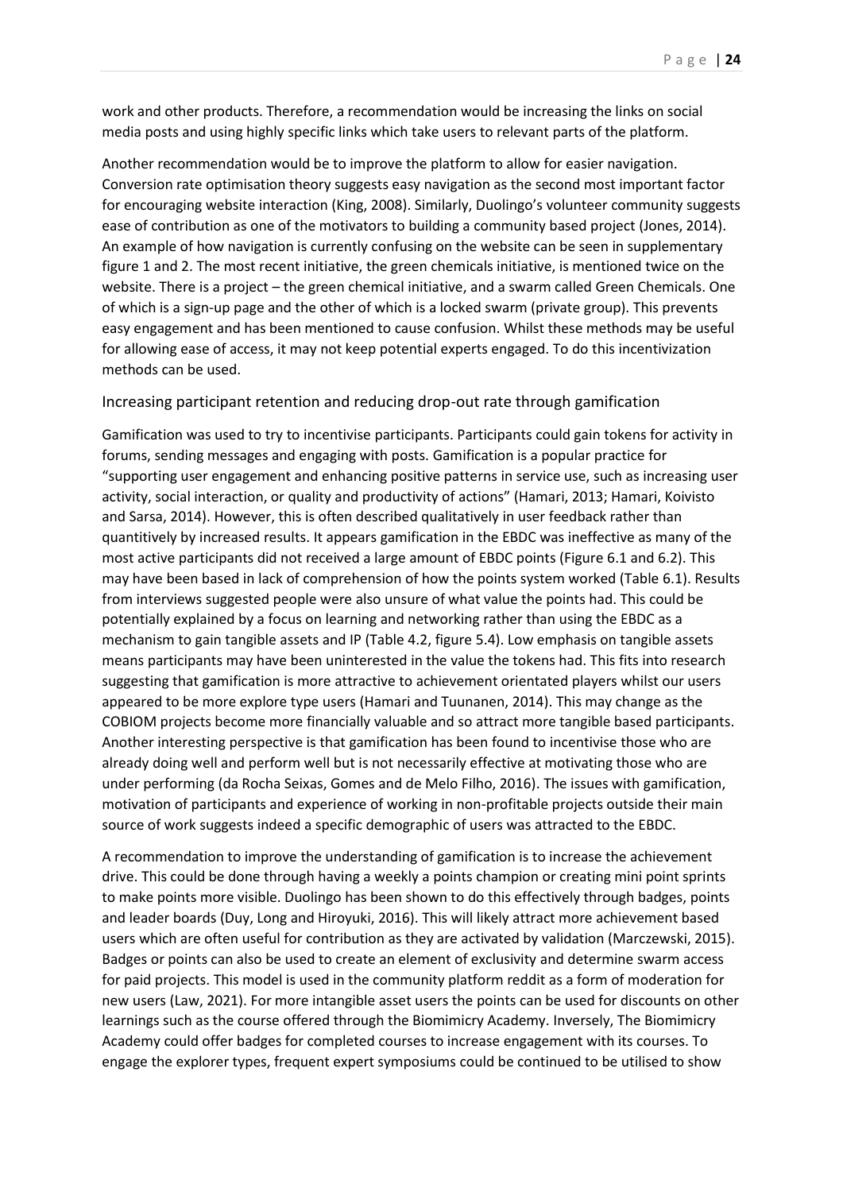work and other products. Therefore, a recommendation would be increasing the links on social media posts and using highly specific links which take users to relevant parts of the platform.

Another recommendation would be to improve the platform to allow for easier navigation. Conversion rate optimisation theory suggests easy navigation as the second most important factor for encouraging website interaction (King, 2008). Similarly, Duolingo's volunteer community suggests ease of contribution as one of the motivators to building a community based project (Jones, 2014). An example of how navigation is currently confusing on the website can be seen in supplementary figure 1 and 2. The most recent initiative, the green chemicals initiative, is mentioned twice on the website. There is a project – the green chemical initiative, and a swarm called Green Chemicals. One of which is a sign-up page and the other of which is a locked swarm (private group). This prevents easy engagement and has been mentioned to cause confusion. Whilst these methods may be useful for allowing ease of access, it may not keep potential experts engaged. To do this incentivization methods can be used.

### Increasing participant retention and reducing drop-out rate through gamification

Gamification was used to try to incentivise participants. Participants could gain tokens for activity in forums, sending messages and engaging with posts. Gamification is a popular practice for "supporting user engagement and enhancing positive patterns in service use, such as increasing user activity, social interaction, or quality and productivity of actions" (Hamari, 2013; Hamari, Koivisto and Sarsa, 2014). However, this is often described qualitatively in user feedback rather than quantitively by increased results. It appears gamification in the EBDC was ineffective as many of the most active participants did not received a large amount of EBDC points (Figure 6.1 and 6.2). This may have been based in lack of comprehension of how the points system worked (Table 6.1). Results from interviews suggested people were also unsure of what value the points had. This could be potentially explained by a focus on learning and networking rather than using the EBDC as a mechanism to gain tangible assets and IP (Table 4.2, figure 5.4). Low emphasis on tangible assets means participants may have been uninterested in the value the tokens had. This fits into research suggesting that gamification is more attractive to achievement orientated players whilst our users appeared to be more explore type users (Hamari and Tuunanen, 2014). This may change as the COBIOM projects become more financially valuable and so attract more tangible based participants. Another interesting perspective is that gamification has been found to incentivise those who are already doing well and perform well but is not necessarily effective at motivating those who are under performing (da Rocha Seixas, Gomes and de Melo Filho, 2016). The issues with gamification, motivation of participants and experience of working in non-profitable projects outside their main source of work suggests indeed a specific demographic of users was attracted to the EBDC.

A recommendation to improve the understanding of gamification is to increase the achievement drive. This could be done through having a weekly a points champion or creating mini point sprints to make points more visible. Duolingo has been shown to do this effectively through badges, points and leader boards (Duy, Long and Hiroyuki, 2016). This will likely attract more achievement based users which are often useful for contribution as they are activated by validation (Marczewski, 2015). Badges or points can also be used to create an element of exclusivity and determine swarm access for paid projects. This model is used in the community platform reddit as a form of moderation for new users (Law, 2021). For more intangible asset users the points can be used for discounts on other learnings such as the course offered through the Biomimicry Academy. Inversely, The Biomimicry Academy could offer badges for completed courses to increase engagement with its courses. To engage the explorer types, frequent expert symposiums could be continued to be utilised to show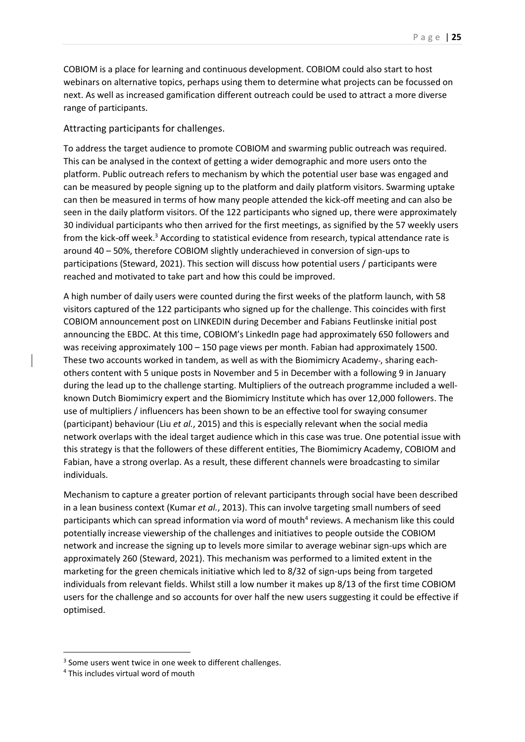COBIOM is a place for learning and continuous development. COBIOM could also start to host webinars on alternative topics, perhaps using them to determine what projects can be focussed on next. As well as increased gamification different outreach could be used to attract a more diverse range of participants.

## Attracting participants for challenges.

To address the target audience to promote COBIOM and swarming public outreach was required. This can be analysed in the context of getting a wider demographic and more users onto the platform. Public outreach refers to mechanism by which the potential user base was engaged and can be measured by people signing up to the platform and daily platform visitors. Swarming uptake can then be measured in terms of how many people attended the kick-off meeting and can also be seen in the daily platform visitors. Of the 122 participants who signed up, there were approximately 30 individual participants who then arrived for the first meetings, as signified by the 57 weekly users from the kick-off week.[3] According to statistical evidence from research, typical attendance rate is around 40 – 50%, therefore COBIOM slightly underachieved in conversion of sign-ups to participations (Steward, 2021). This section will discuss how potential users / participants were reached and motivated to take part and how this could be improved.

A high number of daily users were counted during the first weeks of the platform launch, with 58 visitors captured of the 122 participants who signed up for the challenge. This coincides with first COBIOM announcement post on LINKEDIN during December and Fabians Feutlinske initial post announcing the EBDC. At this time, COBIOM's LinkedIn page had approximately 650 followers and was receiving approximately 100 – 150 page views per month. Fabian had approximately 1500. These two accounts worked in tandem, as well as with the Biomimicry Academy, sharing each-others content with 5 unique posts in November and 5 in December with a following 9 in January during the lead up to the challenge starting. Multipliers of the outreach programme included a well-known Dutch Biomimicry expert and the Biomimicry Institute which has over 12,000 followers. The use of multipliers / influencers has been shown to be an effective tool for swaying consumer (participant) behaviour (Liu *et al.*, 2015) and this is especially relevant when the social media network overlaps with the ideal target audience which in this case was true. One potential issue with this strategy is that the followers of these different entities, The Biomimicry Academy, COBIOM and Fabian, have a strong overlap. As a result, these different channels were broadcasting to similar individuals.

Mechanism to capture a greater portion of relevant participants through social have been described in a lean business context (Kumar *et al.*, 2013). This can involve targeting small numbers of seed participants which can spread information via word of mouth[4] reviews. A mechanism like this could potentially increase viewership of the challenges and initiatives to people outside the COBIOM network and increase the signing up to levels more similar to average webinar sign-ups which are approximately 260 (Steward, 2021). This mechanism was performed to a limited extent in the marketing for the green chemicals initiative which led to 8/32 of sign-ups being from targeted individuals from relevant fields. Whilst still a low number it makes up 8/13 of the first time COBIOM users for the challenge and so accounts for over half the new users suggesting it could be effective if optimised.

---

[3] Some users went twice in one week to different challenges.

[4] This includes virtual word of mouth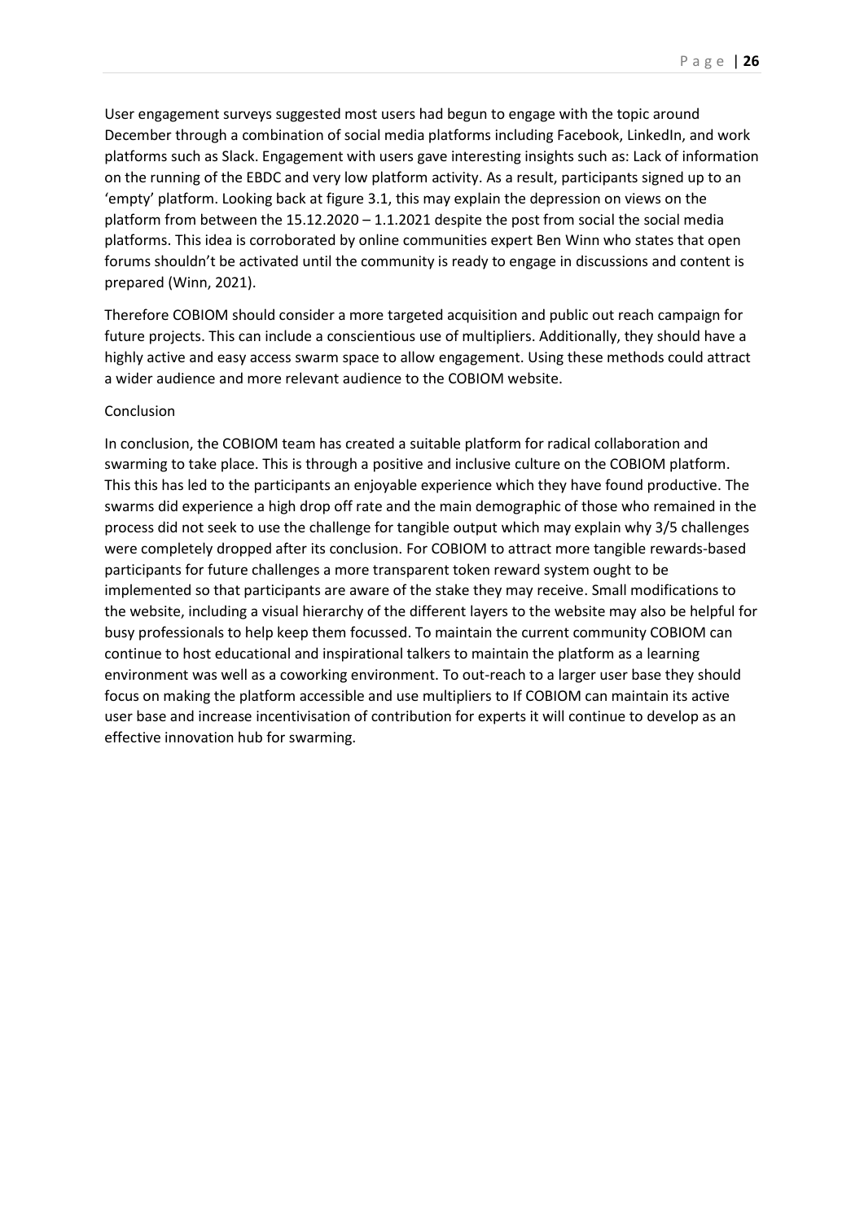User engagement surveys suggested most users had begun to engage with the topic around December through a combination of social media platforms including Facebook, LinkedIn, and work platforms such as Slack. Engagement with users gave interesting insights such as: Lack of information on the running of the EBDC and very low platform activity. As a result, participants signed up to an 'empty' platform. Looking back at figure 3.1, this may explain the depression on views on the platform from between the 15.12.2020 – 1.1.2021 despite the post from social the social media platforms. This idea is corroborated by online communities expert Ben Winn who states that open forums shouldn't be activated until the community is ready to engage in discussions and content is prepared (Winn, 2021).

Therefore COBIOM should consider a more targeted acquisition and public out reach campaign for future projects. This can include a conscientious use of multipliers. Additionally, they should have a highly active and easy access swarm space to allow engagement. Using these methods could attract a wider audience and more relevant audience to the COBIOM website.

## Conclusion

In conclusion, the COBIOM team has created a suitable platform for radical collaboration and swarming to take place. This is through a positive and inclusive culture on the COBIOM platform. This this has led to the participants an enjoyable experience which they have found productive. The swarms did experience a high drop off rate and the main demographic of those who remained in the process did not seek to use the challenge for tangible output which may explain why 3/5 challenges were completely dropped after its conclusion. For COBIOM to attract more tangible rewards-based participants for future challenges a more transparent token reward system ought to be implemented so that participants are aware of the stake they may receive. Small modifications to the website, including a visual hierarchy of the different layers to the website may also be helpful for busy professionals to help keep them focussed. To maintain the current community COBIOM can continue to host educational and inspirational talkers to maintain the platform as a learning environment was well as a coworking environment. To out-reach to a larger user base they should focus on making the platform accessible and use multipliers to If COBIOM can maintain its active user base and increase incentivisation of contribution for experts it will continue to develop as an effective innovation hub for swarming.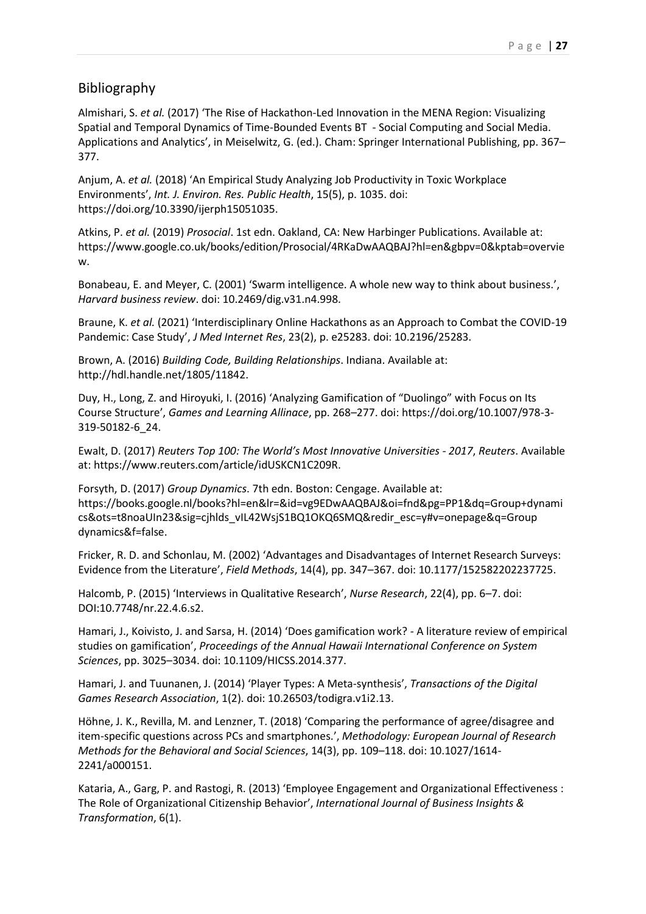## Bibliography

Almishari, S. *et al.* (2017) 'The Rise of Hackathon-Led Innovation in the MENA Region: Visualizing Spatial and Temporal Dynamics of Time-Bounded Events BT - Social Computing and Social Media. Applications and Analytics', in Meiselwitz, G. (ed.). Cham: Springer International Publishing, pp. 367–377.

Anjum, A. *et al.* (2018) 'An Empirical Study Analyzing Job Productivity in Toxic Workplace Environments', *Int. J. Environ. Res. Public Health*, 15(5), p. 1035. doi: https://doi.org/10.3390/ijerph15051035.

Atkins, P. *et al.* (2019) *Prosocial*. 1st edn. Oakland, CA: New Harbinger Publications. Available at: https://www.google.co.uk/books/edition/Prosocial/4RKaDwAAQBAJ?hl=en&gbpv=0&kptab=overview.

Bonabeau, E. and Meyer, C. (2001) 'Swarm intelligence. A whole new way to think about business.', *Harvard business review*. doi: 10.2469/dig.v31.n4.998.

Braune, K. *et al.* (2021) 'Interdisciplinary Online Hackathons as an Approach to Combat the COVID-19 Pandemic: Case Study', *J Med Internet Res*, 23(2), p. e25283. doi: 10.2196/25283.

Brown, A. (2016) *Building Code, Building Relationships*. Indiana. Available at: http://hdl.handle.net/1805/11842.

Duy, H., Long, Z. and Hiroyuki, I. (2016) 'Analyzing Gamification of "Duolingo" with Focus on Its Course Structure', *Games and Learning Allinace*, pp. 268–277. doi: https://doi.org/10.1007/978-3-319-50182-6_24.

Ewalt, D. (2017) *Reuters Top 100: The World's Most Innovative Universities - 2017*, *Reuters*. Available at: https://www.reuters.com/article/idUSKCN1C209R.

Forsyth, D. (2017) *Group Dynamics*. 7th edn. Boston: Cengage. Available at: https://books.google.nl/books?hl=en&lr=&id=vg9EDwAAQBAJ&oi=fnd&pg=PP1&dq=Group+dynamics&ots=t8noaUIn23&sig=cjhlds_vIL42WsjS1BQ1OKQ6SMQ&redir_esc=y#v=onepage&q=Group dynamics&f=false.

Fricker, R. D. and Schonlau, M. (2002) 'Advantages and Disadvantages of Internet Research Surveys: Evidence from the Literature', *Field Methods*, 14(4), pp. 347–367. doi: 10.1177/152582202237725.

Halcomb, P. (2015) 'Interviews in Qualitative Research', *Nurse Research*, 22(4), pp. 6–7. doi: DOI:10.7748/nr.22.4.6.s2.

Hamari, J., Koivisto, J. and Sarsa, H. (2014) 'Does gamification work? - A literature review of empirical studies on gamification', *Proceedings of the Annual Hawaii International Conference on System Sciences*, pp. 3025–3034. doi: 10.1109/HICSS.2014.377.

Hamari, J. and Tuunanen, J. (2014) 'Player Types: A Meta-synthesis', *Transactions of the Digital Games Research Association*, 1(2). doi: 10.26503/todigra.v1i2.13.

Höhne, J. K., Revilla, M. and Lenzner, T. (2018) 'Comparing the performance of agree/disagree and item-specific questions across PCs and smartphones.', *Methodology: European Journal of Research Methods for the Behavioral and Social Sciences*, 14(3), pp. 109–118. doi: 10.1027/1614-2241/a000151.

Kataria, A., Garg, P. and Rastogi, R. (2013) 'Employee Engagement and Organizational Effectiveness : The Role of Organizational Citizenship Behavior', *International Journal of Business Insights & Transformation*, 6(1).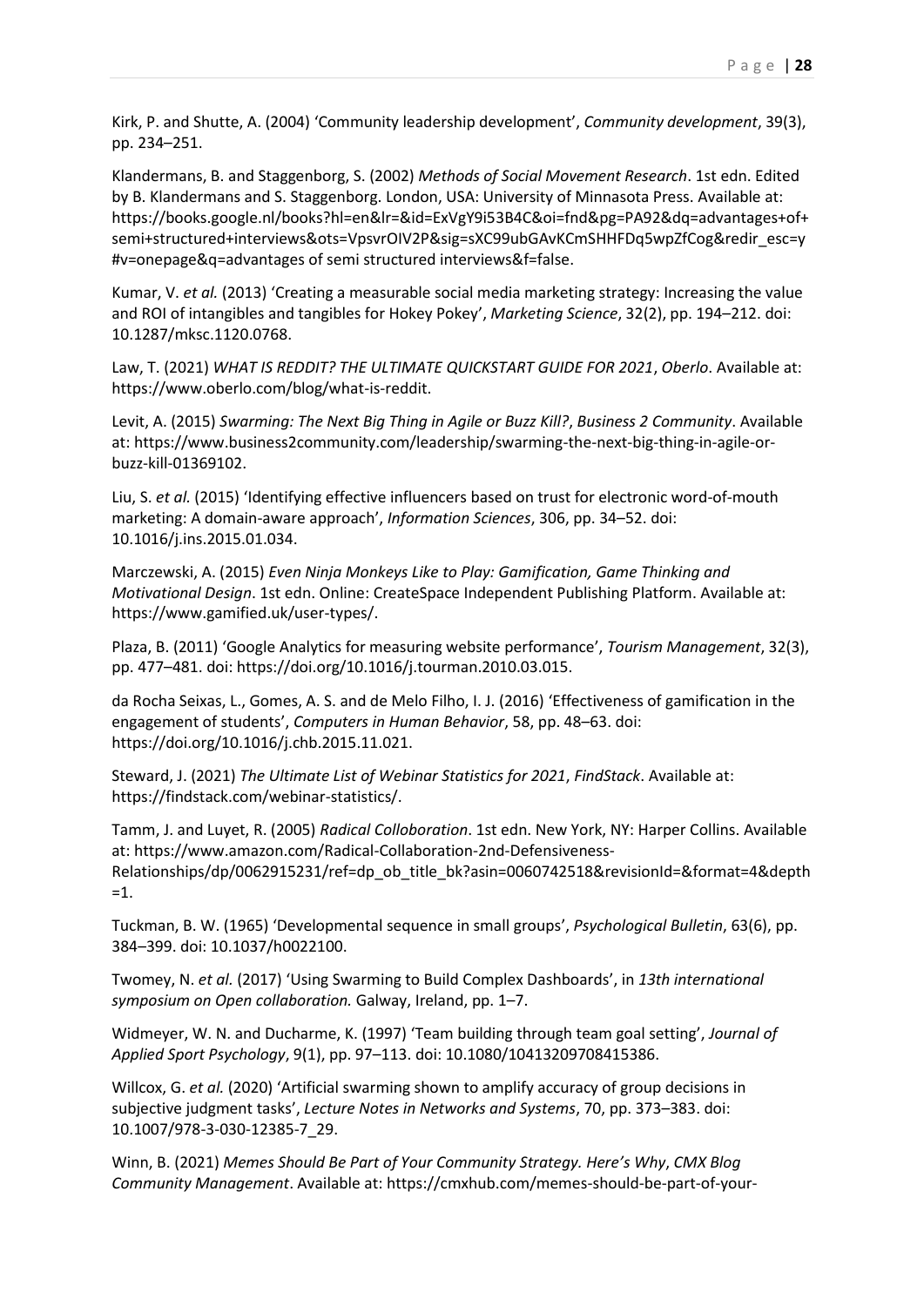Kirk, P. and Shutte, A. (2004) 'Community leadership development', *Community development*, 39(3), pp. 234–251.

Klandermans, B. and Staggenborg, S. (2002) *Methods of Social Movement Research*. 1st edn. Edited by B. Klandermans and S. Staggenborg. London, USA: University of Minnasota Press. Available at: https://books.google.nl/books?hl=en&lr=&id=ExVgY9i53B4C&oi=fnd&pg=PA92&dq=advantages+of+semi+structured+interviews&ots=VpsvrOIV2P&sig=sXC99ubGAvKCmSHHFDq5wpZfCog&redir_esc=y#v=onepage&q=advantages of semi structured interviews&f=false.

Kumar, V. *et al.* (2013) 'Creating a measurable social media marketing strategy: Increasing the value and ROI of intangibles and tangibles for Hokey Pokey', *Marketing Science*, 32(2), pp. 194–212. doi: 10.1287/mksc.1120.0768.

Law, T. (2021) *WHAT IS REDDIT? THE ULTIMATE QUICKSTART GUIDE FOR 2021*, *Oberlo*. Available at: https://www.oberlo.com/blog/what-is-reddit.

Levit, A. (2015) *Swarming: The Next Big Thing in Agile or Buzz Kill?*, *Business 2 Community*. Available at: https://www.business2community.com/leadership/swarming-the-next-big-thing-in-agile-or-buzz-kill-01369102.

Liu, S. *et al.* (2015) 'Identifying effective influencers based on trust for electronic word-of-mouth marketing: A domain-aware approach', *Information Sciences*, 306, pp. 34–52. doi: 10.1016/j.ins.2015.01.034.

Marczewski, A. (2015) *Even Ninja Monkeys Like to Play: Gamification, Game Thinking and Motivational Design*. 1st edn. Online: CreateSpace Independent Publishing Platform. Available at: https://www.gamified.uk/user-types/.

Plaza, B. (2011) 'Google Analytics for measuring website performance', *Tourism Management*, 32(3), pp. 477–481. doi: https://doi.org/10.1016/j.tourman.2010.03.015.

da Rocha Seixas, L., Gomes, A. S. and de Melo Filho, I. J. (2016) 'Effectiveness of gamification in the engagement of students', *Computers in Human Behavior*, 58, pp. 48–63. doi: https://doi.org/10.1016/j.chb.2015.11.021.

Steward, J. (2021) *The Ultimate List of Webinar Statistics for 2021*, *FindStack*. Available at: https://findstack.com/webinar-statistics/.

Tamm, J. and Luyet, R. (2005) *Radical Colloboration*. 1st edn. New York, NY: Harper Collins. Available at: https://www.amazon.com/Radical-Collaboration-2nd-Defensiveness-Relationships/dp/0062915231/ref=dp_ob_title_bk?asin=0060742518&revisionId=&format=4&depth=1.

Tuckman, B. W. (1965) 'Developmental sequence in small groups', *Psychological Bulletin*, 63(6), pp. 384–399. doi: 10.1037/h0022100.

Twomey, N. *et al.* (2017) 'Using Swarming to Build Complex Dashboards', in *13th international symposium on Open collaboration.* Galway, Ireland, pp. 1–7.

Widmeyer, W. N. and Ducharme, K. (1997) 'Team building through team goal setting', *Journal of Applied Sport Psychology*, 9(1), pp. 97–113. doi: 10.1080/10413209708415386.

Willcox, G. *et al.* (2020) 'Artificial swarming shown to amplify accuracy of group decisions in subjective judgment tasks', *Lecture Notes in Networks and Systems*, 70, pp. 373–383. doi: 10.1007/978-3-030-12385-7_29.

Winn, B. (2021) *Memes Should Be Part of Your Community Strategy. Here's Why*, *CMX Blog Community Management*. Available at: https://cmxhub.com/memes-should-be-part-of-your-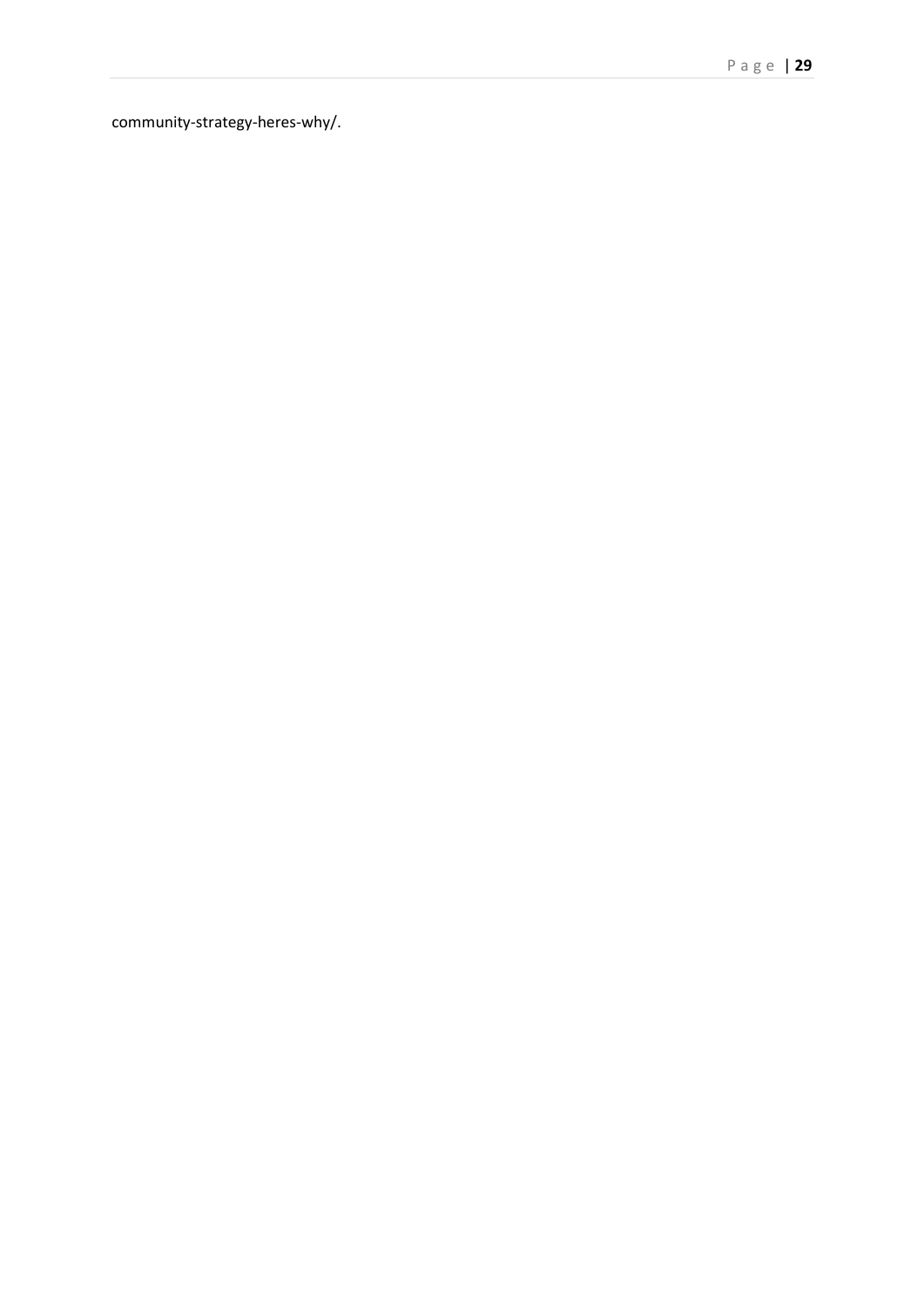community-strategy-heres-why/.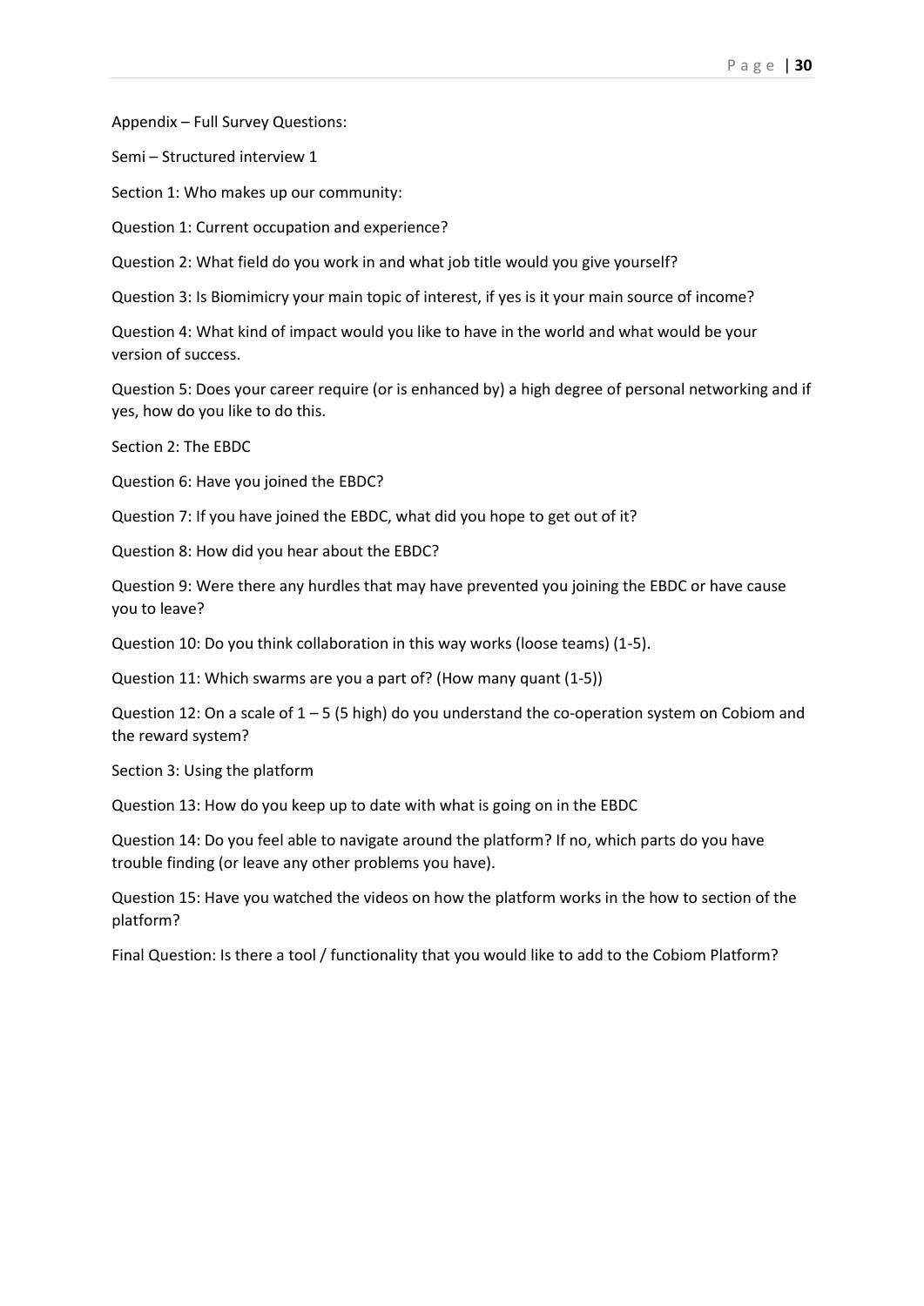Appendix – Full Survey Questions:

Semi – Structured interview 1

Section 1: Who makes up our community:

Question 1: Current occupation and experience?

Question 2: What field do you work in and what job title would you give yourself?

Question 3: Is Biomimicry your main topic of interest, if yes is it your main source of income?

Question 4: What kind of impact would you like to have in the world and what would be your version of success.

Question 5: Does your career require (or is enhanced by) a high degree of personal networking and if yes, how do you like to do this.

Section 2: The EBDC

Question 6: Have you joined the EBDC?

Question 7: If you have joined the EBDC, what did you hope to get out of it?

Question 8: How did you hear about the EBDC?

Question 9: Were there any hurdles that may have prevented you joining the EBDC or have cause you to leave?

Question 10: Do you think collaboration in this way works (loose teams) (1-5).

Question 11: Which swarms are you a part of? (How many quant (1-5))

Question 12: On a scale of 1 – 5 (5 high) do you understand the co-operation system on Cobiom and the reward system?

Section 3: Using the platform

Question 13: How do you keep up to date with what is going on in the EBDC

Question 14: Do you feel able to navigate around the platform? If no, which parts do you have trouble finding (or leave any other problems you have).

Question 15: Have you watched the videos on how the platform works in the how to section of the platform?

Final Question: Is there a tool / functionality that you would like to add to the Cobiom Platform?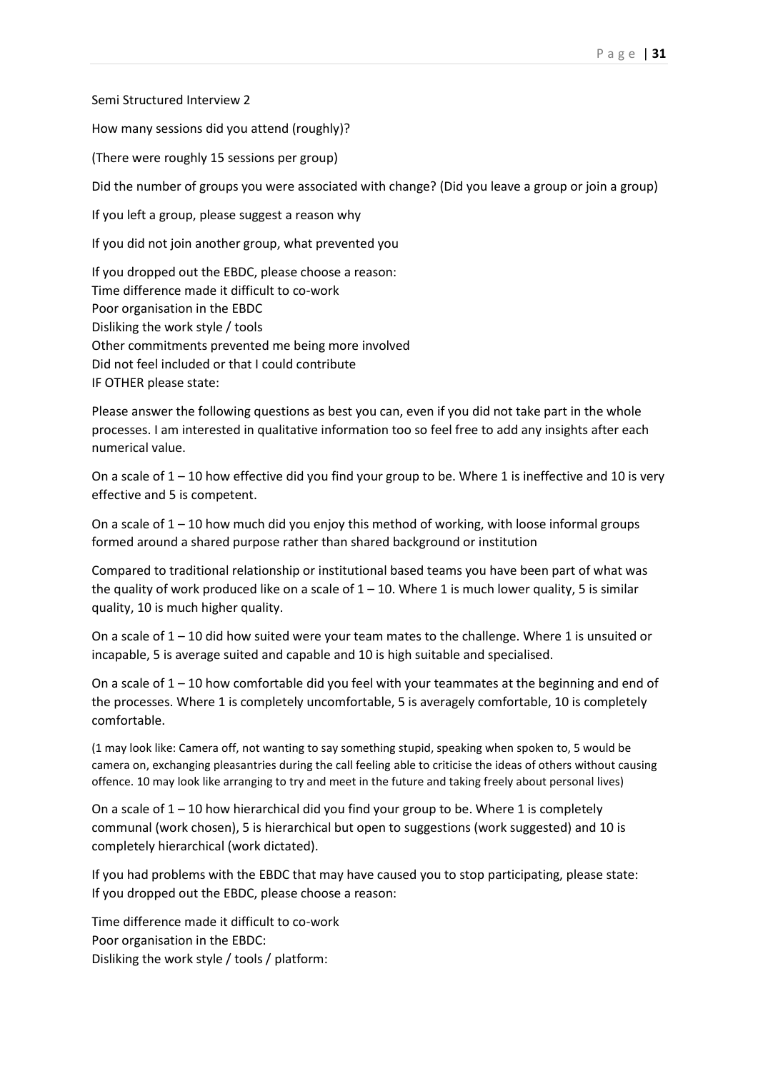Semi Structured Interview 2

How many sessions did you attend (roughly)?

(There were roughly 15 sessions per group)

Did the number of groups you were associated with change? (Did you leave a group or join a group)

If you left a group, please suggest a reason why

If you did not join another group, what prevented you

If you dropped out the EBDC, please choose a reason:
Time difference made it difficult to co-work
Poor organisation in the EBDC
Disliking the work style / tools
Other commitments prevented me being more involved
Did not feel included or that I could contribute
IF OTHER please state:

Please answer the following questions as best you can, even if you did not take part in the whole processes. I am interested in qualitative information too so feel free to add any insights after each numerical value.

On a scale of 1 – 10 how effective did you find your group to be. Where 1 is ineffective and 10 is very effective and 5 is competent.

On a scale of 1 – 10 how much did you enjoy this method of working, with loose informal groups formed around a shared purpose rather than shared background or institution

Compared to traditional relationship or institutional based teams you have been part of what was the quality of work produced like on a scale of 1 – 10. Where 1 is much lower quality, 5 is similar quality, 10 is much higher quality.

On a scale of 1 – 10 did how suited were your team mates to the challenge. Where 1 is unsuited or incapable, 5 is average suited and capable and 10 is high suitable and specialised.

On a scale of 1 – 10 how comfortable did you feel with your teammates at the beginning and end of the processes. Where 1 is completely uncomfortable, 5 is averagely comfortable, 10 is completely comfortable.

(1 may look like: Camera off, not wanting to say something stupid, speaking when spoken to, 5 would be camera on, exchanging pleasantries during the call feeling able to criticise the ideas of others without causing offence. 10 may look like arranging to try and meet in the future and taking freely about personal lives)

On a scale of 1 – 10 how hierarchical did you find your group to be. Where 1 is completely communal (work chosen), 5 is hierarchical but open to suggestions (work suggested) and 10 is completely hierarchical (work dictated).

If you had problems with the EBDC that may have caused you to stop participating, please state:
If you dropped out the EBDC, please choose a reason:

Time difference made it difficult to co-work
Poor organisation in the EBDC:
Disliking the work style / tools / platform: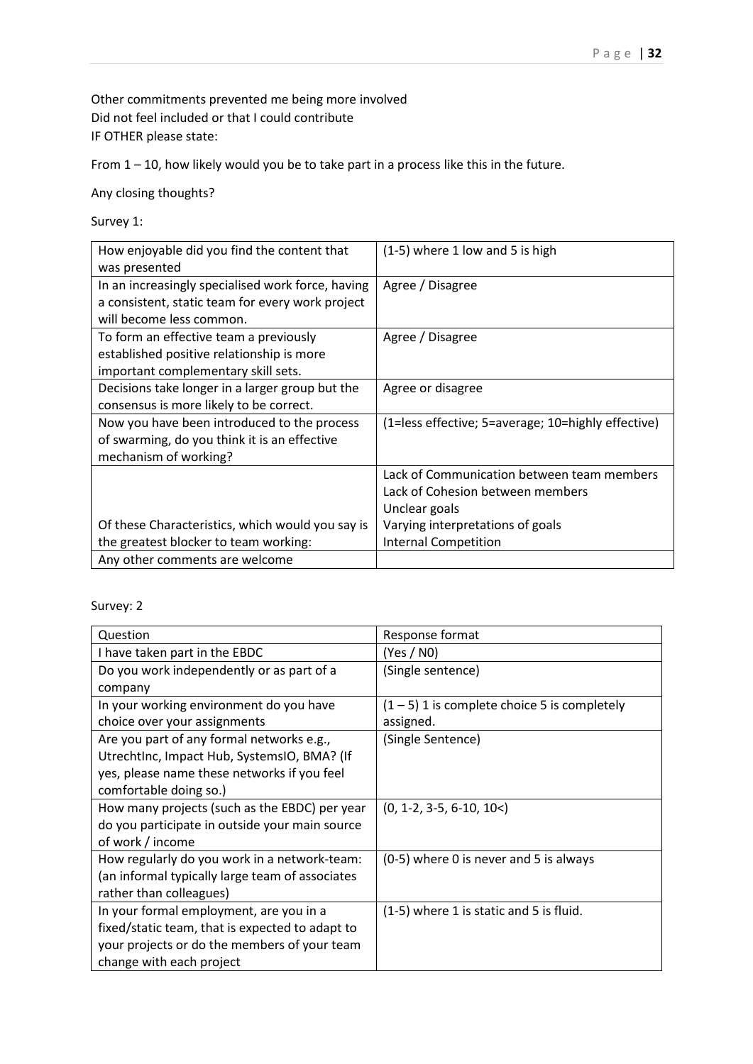Other commitments prevented me being more involved
Did not feel included or that I could contribute
IF OTHER please state:

From 1 – 10, how likely would you be to take part in a process like this in the future.

Any closing thoughts?

Survey 1:

| | |
|---|---|
| How enjoyable did you find the content that was presented | (1-5) where 1 low and 5 is high |
| In an increasingly specialised work force, having a consistent, static team for every work project will become less common. | Agree / Disagree |
| To form an effective team a previously established positive relationship is more important complementary skill sets. | Agree / Disagree |
| Decisions take longer in a larger group but the consensus is more likely to be correct. | Agree or disagree |
| Now you have been introduced to the process of swarming, do you think it is an effective mechanism of working? | (1=less effective; 5=average; 10=highly effective) |
| Of these Characteristics, which would you say is the greatest blocker to team working: | Lack of Communication between team members<br>Lack of Cohesion between members<br>Unclear goals<br>Varying interpretations of goals<br>Internal Competition |
| Any other comments are welcome | |

Survey: 2

| Question | Response format |
|---|---|
| I have taken part in the EBDC | (Yes / N0) |
| Do you work independently or as part of a company | (Single sentence) |
| In your working environment do you have choice over your assignments | (1 – 5) 1 is complete choice 5 is completely assigned. |
| Are you part of any formal networks e.g., UtrechtInc, Impact Hub, SystemsIO, BMA? (If yes, please name these networks if you feel comfortable doing so.) | (Single Sentence) |
| How many projects (such as the EBDC) per year do you participate in outside your main source of work / income | (0, 1-2, 3-5, 6-10, 10<) |
| How regularly do you work in a network-team: (an informal typically large team of associates rather than colleagues) | (0-5) where 0 is never and 5 is always |
| In your formal employment, are you in a fixed/static team, that is expected to adapt to your projects or do the members of your team change with each project | (1-5) where 1 is static and 5 is fluid. |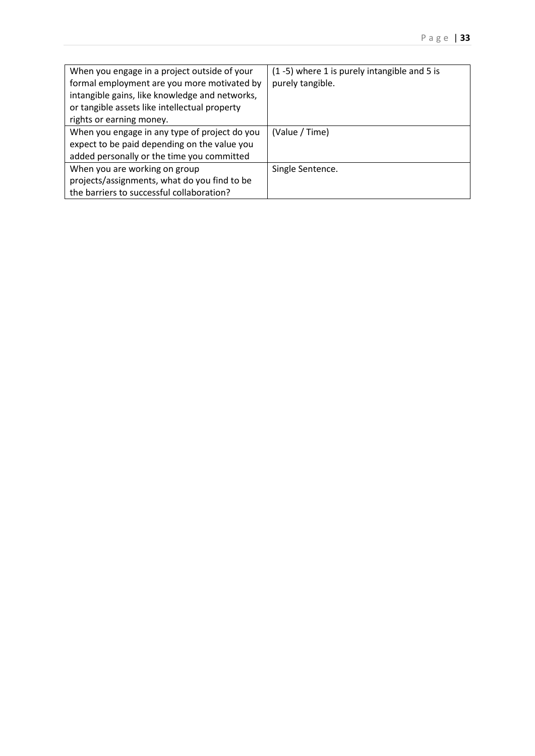| | |
|---|---|
| When you engage in a project outside of your formal employment are you more motivated by intangible gains, like knowledge and networks, or tangible assets like intellectual property rights or earning money. | (1 -5) where 1 is purely intangible and 5 is purely tangible. |
| When you engage in any type of project do you expect to be paid depending on the value you added personally or the time you committed | (Value / Time) |
| When you are working on group projects/assignments, what do you find to be the barriers to successful collaboration? | Single Sentence. |